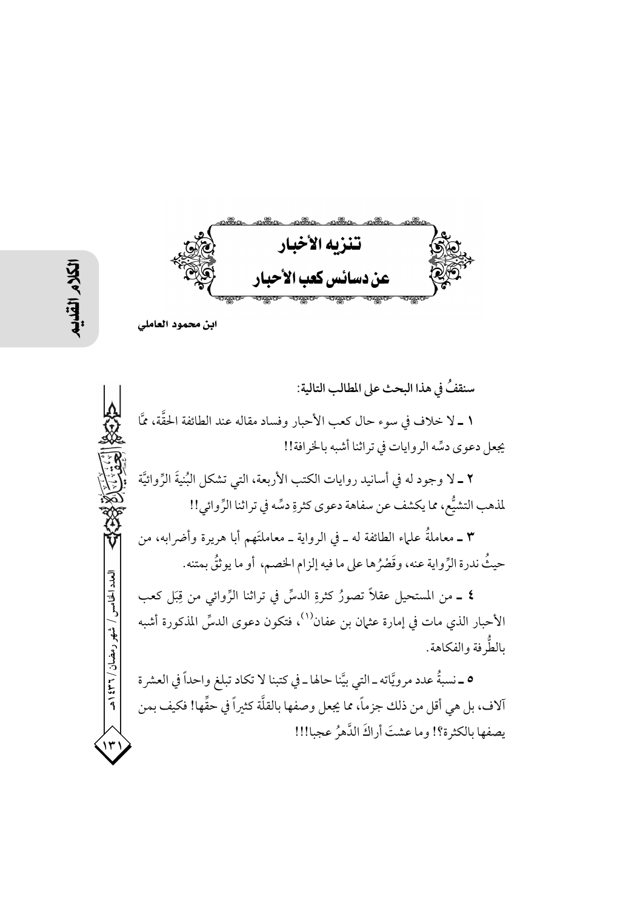# تنزيه الأخبار
# عن دسائس كعب الأحبار

**ابن محمود العاملي**

سنقفُ في هذا البحث على المطالب التالية:

١ ـ لا خلاف في سوء حال كعب الأحبار وفساد مقاله عند الطائفة الحقَّة، ممَّا يجعل دعوى دسِّه الروايات في تراثنا أشبه بالخرافة!!

٢ ـ لا وجود له في أسانيد روايات الكتب الأربعة، التي تشكل البُنيةَ الرِّوائيَّة لمذهب التشيُّع، مما يكشف عن سفاهة دعوى كثرةِ دسِّه في تراثنا الرِّوائي!!

٣ ـ معاملةُ علماء الطائفة له ـ في الرواية ـ معاملتَهم أبا هريرة وأضرابه، من حيثُ ندرة الرِّواية عنه، وقَصْرُها على ما فيه إلزام الخصم، أو ما يوثَّقُ بمتنه.

٤ ـ من المستحيل عقلاً تصورُ كثرةِ الدسِّ في تراثنا الرِّوائي من قِبَل كعب الأحبار الذي مات في إمارة عثمان بن عفان[1]، فتكون دعوى الدسِّ المذكورة أشبه بالطُّرفة والفكاهة.

٥ ـ نسبةُ عدد مرويَّاته ـ التي بيَّنا حالها ـ في كتبنا لا تكاد تبلغ واحداً في العشرة آلاف، بل هي أقل من ذلك جزماً، مما يجعل وصفها بالقلَّة كثيراً في حقِّها! فكيف بمن يصفها بالكثرة؟! وما عشتَ أراكَ الدَّهرُ عجبا!!!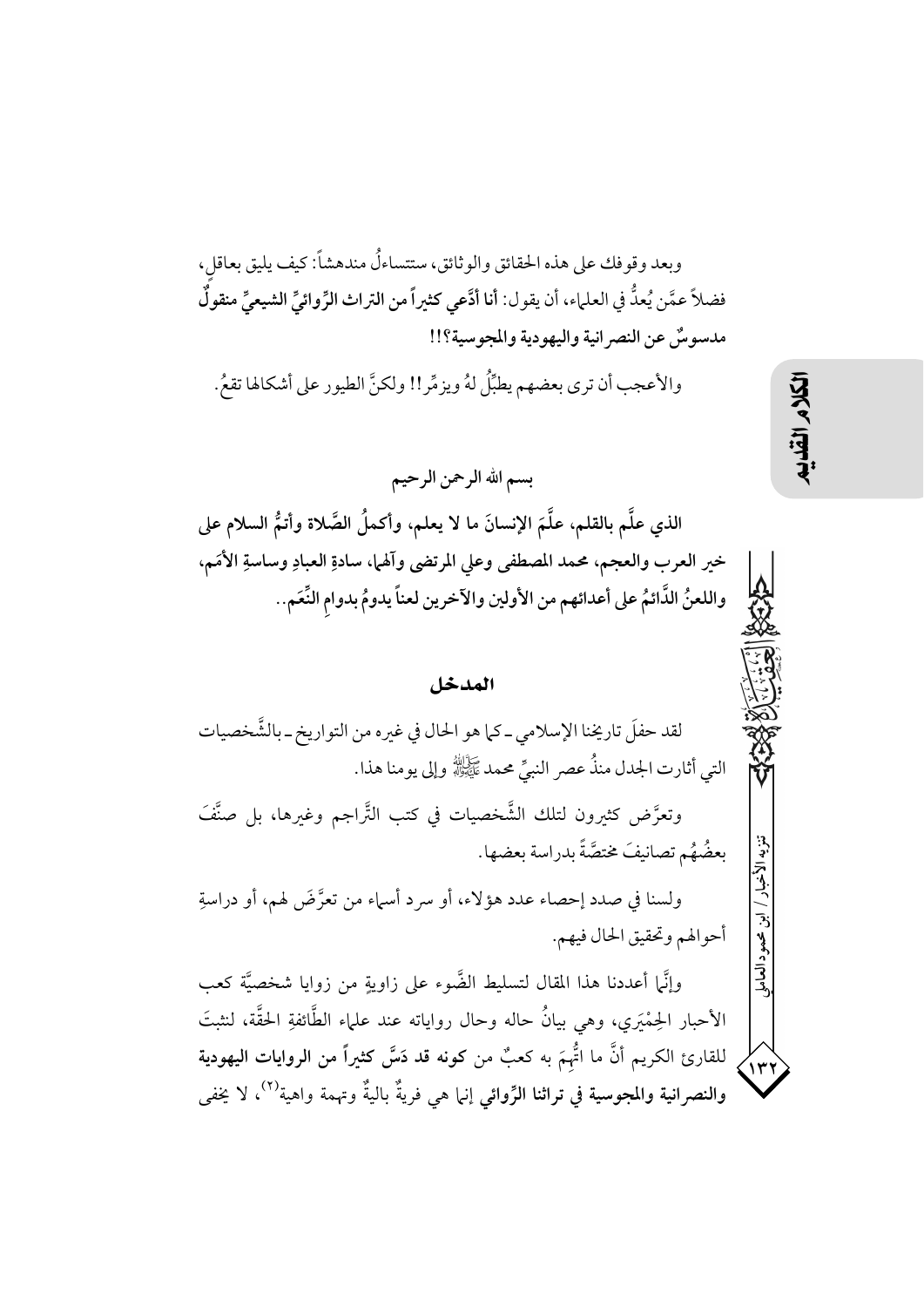وبعد وقوفك على هذه الحقائق والوثائق، ستتساءلُ مندهشاً: كيف يليق بعاقلٍ، فضلاً عمَّن يُعدُّ في العلماء، أن يقول: **أنا أدَّعي كثيراً من التراث الرِّوائيِّ الشيعيِّ منقولٌ مدسوسٌ عن النصرانية واليهودية والمجوسية؟!!**

والأعجب أن ترى بعضهم يطبِّلُ لهُ ويزمِّر!! ولكنَّ الطيور على أشكالها تقعُ.

بسم الله الرحمن الرحيم

**الذي علَّم بالقلم، علَّمَ الإنسانَ ما لا يعلم، وأكملُ الصَّلاة وأتمُّ السلام على خير العرب والعجم، محمد المصطفى وعلي المرتضى وآلهما، سادةِ العبادِ وساسةِ الأمَم، واللعنُ الدَّائمُ على أعدائهم من الأولين والآخرين لعناً يدومُ بدوامِ النِّعَم..**

## المدخل

لقد حفلَ تاريخنا الإسلامي ـ كما هو الحال في غيره من التواريخ ـ بالشَّخصيات التي أثارت الجدل منذُ عصر النبيِّ محمد ﷺ وإلى يومنا هذا.

وتعرَّض كثيرون لتلك الشَّخصيات في كتب التَّراجم وغيرها، بل صنَّفَ بعضُهُم تصانيفَ مختصَّةً بدراسة بعضها.

ولسنا في صدد إحصاء عدد هؤلاء، أو سرد أسماء من تعرَّضَ لهم، أو دراسةِ أحوالهم وتحقيق الحال فيهم.

وإنَّما أعددنا هذا المقال لتسليط الضَّوء على زاويةٍ من زوايا شخصيَّة كعب الأحبار الحِمْيَري، وهي بيانُ حاله وحال رواياته عند علماء الطَّائفةِ الحقَّة، لنثبتَ للقارئ الكريم أنَّ ما اتُّهِمَ به كعبٌ من **كونه قد دَسَّ كثيراً من الروايات اليهودية والنصرانية والمجوسية في تراثنا الرِّوائي** إنما هي فريةٌ باليةٌ وتهمة واهية[2]، لا يخفى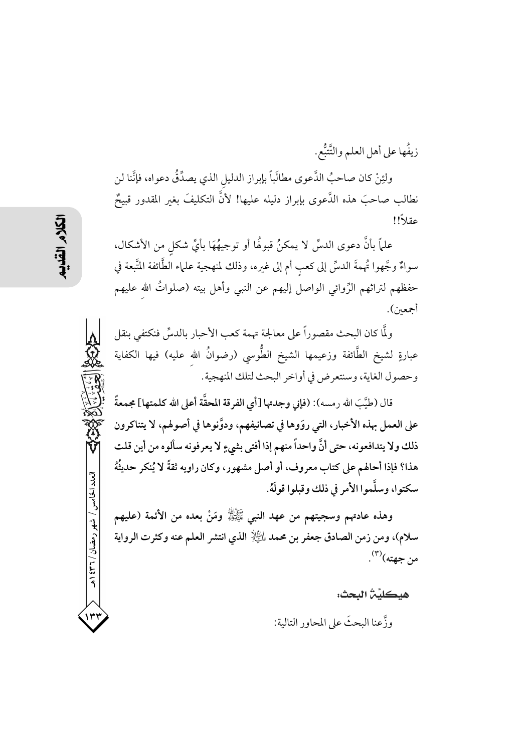زيفُها على أهل العلم والتَّتبُّع.

ولئِنْ كان صاحبُ الدَّعوى مطالَباً بإبراز الدليلِ الذي يصدِّقُ دعواه، فإنَّنا لن نطالب صاحبَ هذه الدَّعوى بإبراز دليله عليها! لأنَّ التكليفَ بغير المقدور قبيحٌ عقلاً!!

علماً بأنَّ دعوى الدسِّ لا يمكنُ قبولُها أو توجيهُهَا بأيِّ شكلٍ من الأشكال، سواءٌ وجَّهوا تُهمةَ الدسِّ إلى كعبٍ أم إلى غيره، وذلك لمنهجية علماء الطَّائفة المتَّبعة في حفظهم لتراثهم الرِّوائي الواصل إليهم عن النبي وأهل بيته (صلواتُ الله عليهم أجمعين).

ولَمَّا كان البحث مقصوراً على معالجة تهمة كعب الأحبار بالدسِّ فنكتفي بنقل عبارةٍ لشيخ الطَّائفة وزعيمها الشيخ الطُّوسي (رضوانُ اللهِ عليه) فيها الكفاية وحصول الغاية، وسنتعرض في أواخر البحث لتلك المنهجية.

قال (طيَّبَ الله رمسه): **(فإني وجدتها [أي الفرقة المحقَّة أعلى الله كلمتها] مجمعةً على العمل بهذه الأخبار، التي رووها في تصانيفهم، ودوَّنوها في أصولهم، لا يتناكرون ذلك ولا يتدافعونه، حتى أنَّ واحداً منهم إذا أفتى بشيءٍ لا يعرفونه سألوه من أين قلت هذا؟ فإذا أحالهم على كتاب معروف، أو أصل مشهور، وكان راويه ثقةً لا يُنكر حديثُهُ سكتوا، وسلَّموا الأمر في ذلك وقبلوا قولَهُ.**

**وهذه عادتهم وسجيتهم من عهد النبي ﷺ ومَنْ بعده من الأئمة (عليهم سلام)، ومن زمن الصادق جعفر بن محمد عليه السلام الذي انتشر العلم عنه وكثرت الرواية من جهته)**[3].

**هيكليّة البحث:**

وزَّعنا البحثَ على المحاور التالية: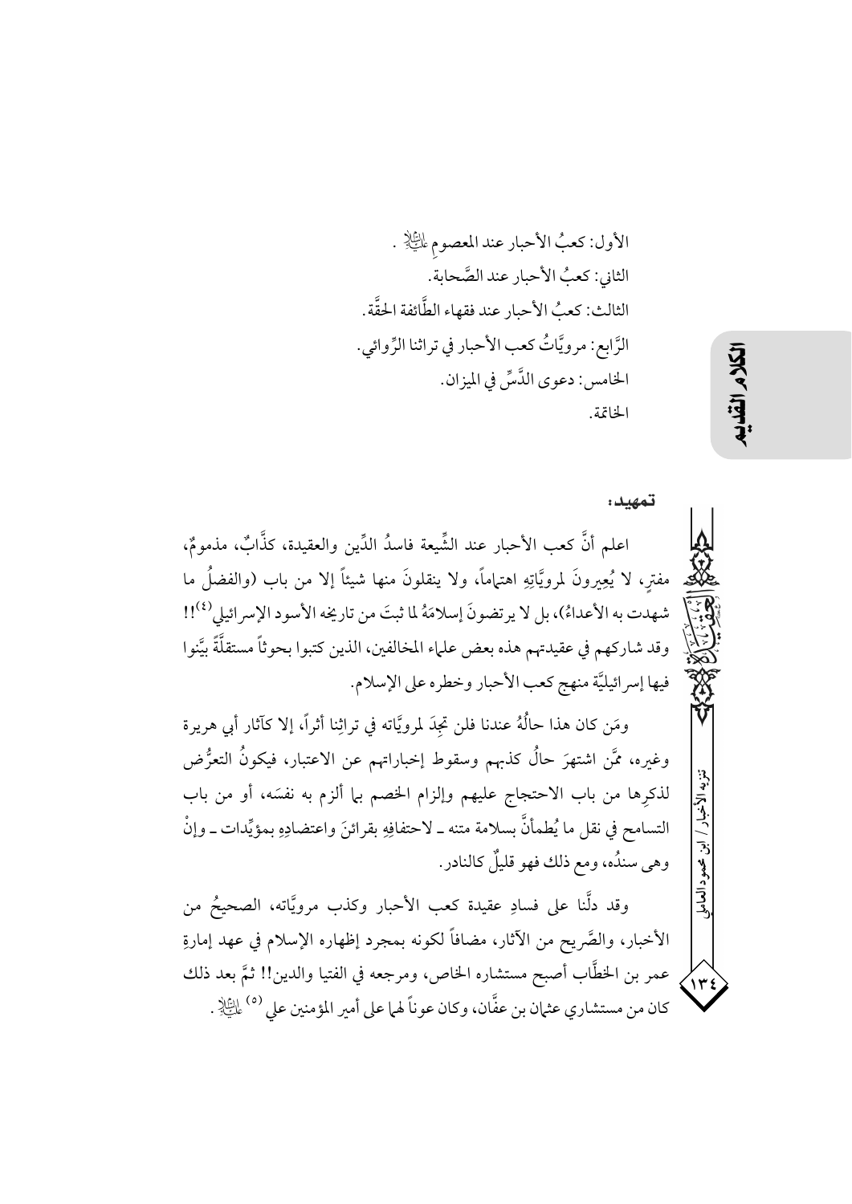الأول: كعبُ الأحبار عند المعصوم عليه السلام .

الثاني: كعبُ الأحبار عند الصَّحابة.

الثالث: كعبُ الأحبار عند فقهاء الطَّائفة الحقَّة.

الرَّابع: مرويَّاتُ كعب الأحبار في تراثنا الرِّوائي.

الخامس: دعوى الدَّسِّ في الميزان.

الخاتمة.

## تمهيد:

اعلم أنَّ كعب الأحبار عند الشِّيعة فاسدُ الدِّين والعقيدة، كذَّابٌ، مذمومٌ، مفترٍ، لا يُعِيرونَ لمرويَّاتِهِ اهتماماً، ولا ينقلونَ منها شيئاً إلا من باب (والفضلُ ما شهدت به الأعداءُ)، بل لا يرتضونَ إسلامَهُ لما ثبتَ من تاريخه الأسود الإسرائيلي[4]!! وقد شاركهم في عقيدتهم هذه بعض علماء المخالفين، الذين كتبوا بحوثاً مستقلَّةً بيَّنوا فيها إسرائيليَّة منهج كعب الأحبار وخطره على الإسلام.

ومَن كان هذا حالُهُ عندنا فلن تجِدَ لمرويَّاته في تراثِنا أثراً، إلا كآثار أبي هريرة وغيره، ممَّن اشتهرَ حالُ كذبهم وسقوط إخباراتهم عن الاعتبار، فيكونُ التعرُّض لذكرِها من باب الاحتجاج عليهم وإلزام الخصم بما ألزم به نفسَه، أو من باب التسامح في نقل ما يُطمأنُّ بسلامة متنه ـ لاحتفافِهِ بقرائنَ واعتضادِهِ بمؤيِّدات ـ وإنْ وهى سندُه، ومع ذلك فهو قليلٌ كالنادر.

وقد دلَّنا على فسادِ عقيدة كعب الأحبار وكذب مرويَّاته، الصحيحُ من الأخبار، والصَّريح من الآثار، مضافاً لكونه بمجرد إظهاره الإسلام في عهد إمارةِ عمر بن الخطَّاب أصبح مستشاره الخاص، ومرجعه في الفتيا والدين!! ثمَّ بعد ذلك كان من مستشاري عثمان بن عفَّان، وكان عوناً لهما على أمير المؤمنين علي[5] عليه السلام .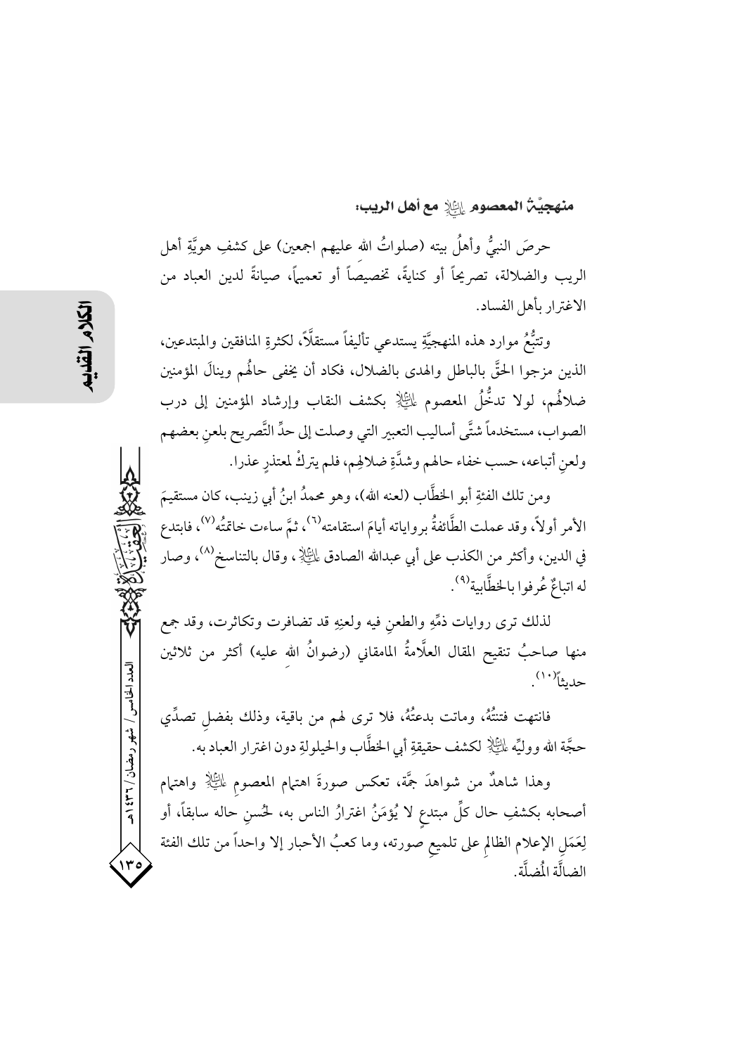**منهجيّة المعصوم عليه السلام مع أهل الريب:**

حرصَ النبيُّ وأهلُ بيته (صلواتُ الله عليهم اجمعين) على كشفِ هويَّةِ أهل الريب والضلالة، تصريحاً أو كنايةً، تخصيصاً أو تعميماً، صيانةً لدين العباد من الاغترار بأهل الفساد.

وتتبُّعُ موارد هذه المنهجيَّةِ يستدعي تأليفاً مستقلّاً، لكثرةِ المنافقين والمبتدعين، الذين مزجوا الحقَّ بالباطل والهدى بالضلال، فكاد أن يخفى حالُهم وينالَ المؤمنين ضلالُهم، لولا تدخُّلُ المعصوم عليه السلام بكشف النقاب وإرشاد المؤمنين إلى درب الصواب، مستخدماً شتَّى أساليب التعبير التي وصلت إلى حدِّ التَّصريح بلعنِ بعضهم ولعنِ أتباعه، حسب خفاء حالهم وشدَّةِ ضلالِهم، فلم يتركْ لمعتذرٍ عذرا.

ومن تلك الفئةِ أبو الخطَّاب (لعنه الله)، وهو محمدُ ابنُ أبي زينب، كان مستقيمَ الأمر أولاً، وقد عملت الطَّائفةُ برواياته أيامَ استقامته[6]، ثمَّ ساءت خاتمتُه[7]، فابتدع في الدين، وأكثر من الكذب على أبي عبدالله الصادق عليه السلام، وقال بالتناسخ[8]، وصار له اتباعٌ عُرفوا بالخطَّابية[9].

لذلك ترى روايات ذمِّهِ والطعنِ فيه ولعنِهِ قد تضافرت وتكاثرت، وقد جمع منها صاحبُ تنقيح المقال العلَّامةُ المامقاني (رضوانُ الله عليه) أكثر من ثلاثين حديثاً[10].

فانتهت فتنتُهُ، وماتت بدعتُهُ، فلا ترى لهم من باقية، وذلك بفضلِ تصدِّي حجَّة الله ووليِّه عليه السلام لكشف حقيقةِ أبي الخطَّاب والحيلولةِ دون اغترار العباد به.

وهذا شاهدٌ من شواهدَ جمَّة، تعكس صورةَ اهتمام المعصومِ عليه السلام واهتمام أصحابه بكشفِ حال كلِّ مبتدعٍ لا يُؤمَنُ اغترارُ الناس به، لحُسنِ حاله سابقاً، أو لِعَمَلِ الإعلام الظالمِ على تلميعِ صورته، وما كعبُ الأحبار إلا واحداً من تلك الفئة الضالَّة المُضلَّة.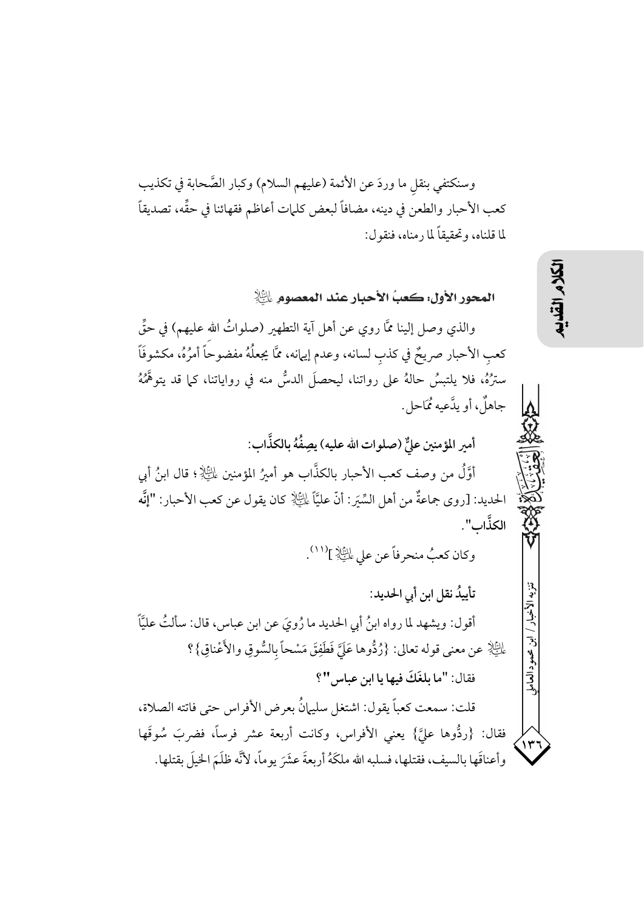وسنكتفي بنقلِ ما وردَ عن الأئمة (عليهم السلام) وكبار الصَّحابة في تكذيب كعب الأحبار والطعن في دينه، مضافاً لبعض كلمات أعاظم فقهائنا في حقِّه، تصديقاً لما قلناه، وتحقيقاً لما رمناه، فنقول:

## المحور الأول: كعبُ الأحبار عند المعصوم عليه السلام

والذي وصل إلينا ممَّا روي عن أهل آية التطهير (صلواتُ الله عليهم) في حقِّ كعبِ الأحبار صريحٌ في كذبِ لسانه، وعدم إيمانه، ممَّا يجعلُهُ مفضوحاً أمرُهُ، مكشوفاً سترُهُ، فلا يلتبسُ حالهُ على رواتنا، ليحصلَ الدسُّ منه في رواياتنا، كما قد يتوهَّمُهُ جاهلٌ، أو يدَّعيه مُمَاحل.

**أمير المؤمنين عليٌّ (صلوات الله عليه) يصِفُهُ بالكذَّاب:**

أوَّلُ من وصف كعب الأحبار بالكذَّاب هو أميرُ المؤمنين عليه السلام؛ قال ابنُ أبي الحديد: [روى جماعةٌ من أهل السِّيَر: أنّ علياً عليه السلام كان يقول عن كعب الأحبار: **"إنَّه الكذَّاب"**.

وكان كعبٌ منحرفاً عن علي عليه السلام ][11].

**تأييدُ نقل ابن أبي الحديد:**

أقول: ويشهد لما رواه ابنُ أبي الحديد ما رُويَ عن ابن عباس، قال: سألتُ عليّاً عليه السلام عن معنى قوله تعالى: {رُدُّوها عَلَيَّ فَطَفِقَ مَسْحاً بِالسُّوقِ والأَعْنَاقِ}؟

فقال: **"ما بلغَكَ فيها يا ابن عباس"؟**

قلت: سمعت كعباً يقول: اشتغل سليمانُ بعرض الأفراس حتى فاتته الصلاة، فقال: {ردُّوها عليَّ} يعني الأفراس، وكانت أربعة عشر فرساً، فضربَ سُوقَها وأعناقَها بالسيف، فقتلها، فسلبه الله ملكَهُ أربعةَ عشَرَ يوماً، لأنَّه ظلَمَ الخيلَ بقتلها.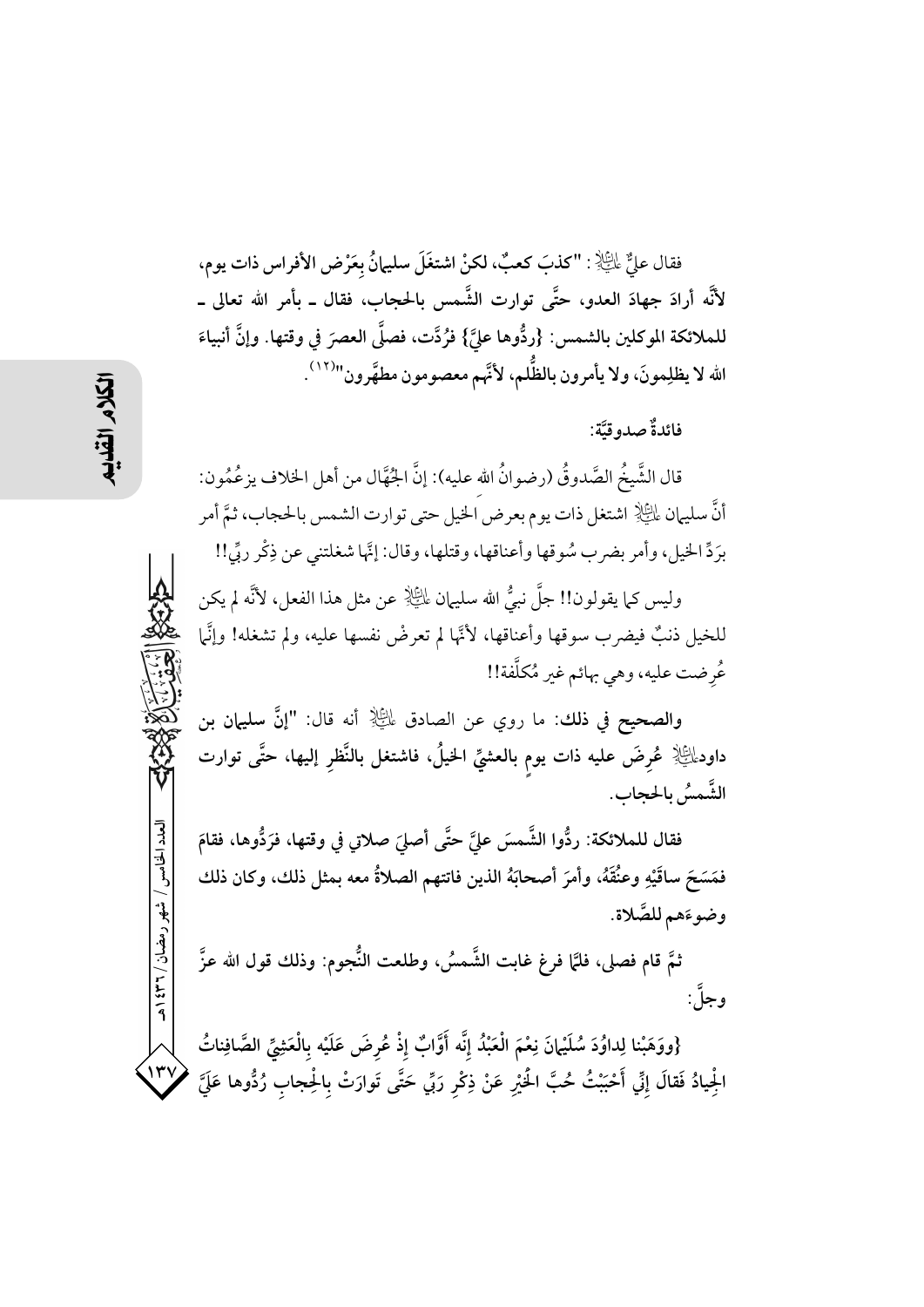فقال عليٌّ عليه السلام: "كذبَ كعبٌ، لكنْ اشتغَلَ سليمانُ بِعَرْض الأفراس ذات يوم، لأنَّه أرادَ جهادَ العدو، حتَّى توارت الشَّمس بالحجاب، فقال ـ بأمر الله تعالى ـ للملائكة الموكلين بالشمس: {ردُّوها عليَّ} فرُدَّت، فصلَّى العصرَ في وقتها. وإنَّ أنبياءَ الله لا يظلِمونَ، ولا يأمرون بالظُّلم، لأنَّهم معصومون مطهَّرون"[١٢].

فائدةٌ صدوقيَّة:

قال الشَّيخُ الصَّدوقُ (رضوانُ الله عليه): إنَّ الجُهَّال من أهل الخلاف يزعُمُون: أنَّ سليمان عليه السلام اشتغل ذات يوم بعرض الخيل حتى توارت الشمس بالحجاب، ثمَّ أمر بَرَدِّ الخيل، وأمر بضرب سُوقها وأعناقها، وقتلها، وقال: إنَّها شغلتني عن ذِكْر ربِّي!!

وليس كما يقولون!! جلَّ نبيُّ الله سليمان عليه السلام عن مثل هذا الفعل، لأنَّه لم يكن للخيل ذنبٌ فيضرب سوقها وأعناقها، لأنَّها لم تعرض نفسها عليه، ولم تشغله! وإنَّما عُرِضت عليه، وهي بهائم غير مُكلَّفة!!

**والصحيح في ذلك:** ما روي عن الصادق عليه السلام أنه قال: "إنَّ سليمان بن داود عليه السلام عُرِضَ عليه ذات يومٍ بالعشيِّ الخيلُ، فاشتغل بالنَّظرِ إليها، حتَّى توارت الشَّمسُ بالحجاب.

فقال للملائكة: ردُّوا الشَّمسَ عليَّ حتَّى أصليَ صلاتي في وقتها، فَرَدُّوها، فقامَ فمَسَحَ ساقَيْهِ وعنُقَهُ، وأمرَ أصحابَهُ الذين فاتتهم الصلاةُ معه بمثل ذلك، وكان ذلك وضوءَهم للصَّلاة.

ثمَّ قام فصلى، فلمَّا فرغ غابت الشَّمسُ، وطلعت النُّجوم: وذلك قول الله عزَّ وجلَّ:

{ووَهَبْنا لِداوُدَ سُلَيْمانَ نِعْمَ الْعَبْدُ إِنَّه أَوَّابٌ إِذْ عُرِضَ عَلَيْه بِالْعَشِيِّ الصَّافِناتُ الْجِيادُ فَقالَ إِنِّي أَحْبَبْتُ حُبَّ الْخَيْرِ عَنْ ذِكْرِ رَبِّي حَتَّى تَوارَتْ بِالْحِجابِ رُدُّوها عَلَيَّ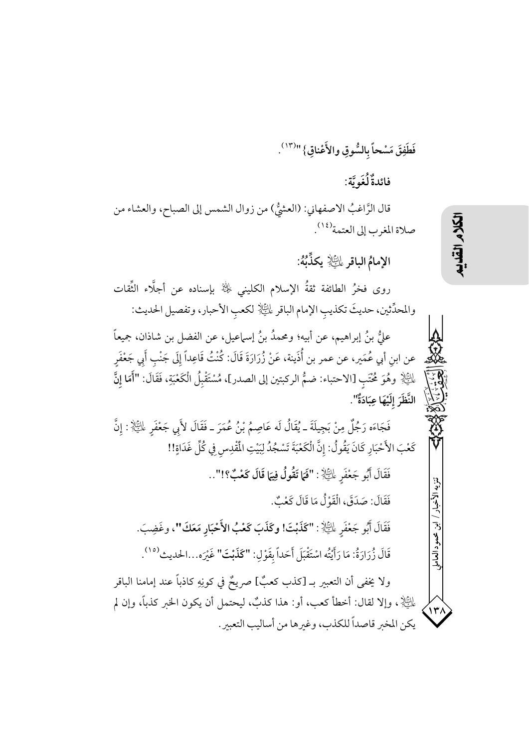فَطَفِقَ مَسْحاً بِالسُّوقِ والأَعْناقِ} "[١٣].

### فائدةٌ لُغَوِيَّة:

قال الرَّاغبُ الاصفهاني: (العشيُّ) من زوال الشمس إلى الصباح، والعشاء من صلاة المغرب إلى العتمة[١٤].

### الإمامُ الباقر عليه السلام يكذِّبُهُ:

روى فخرُ الطائفة ثقةُ الإسلام الكليني رحمه الله بإسناده عن أجلَّاء الثِّقات والمحدِّثين، حديثَ تكذيبِ الإمام الباقر عليه السلام لكعبِ الأحبار، وتفصيل الحديث:

عليُّ بنُ إبراهيم، عن أبيه؛ ومحمدُ بنُ إسماعيل، عن الفضل بن شاذان، جميعاً عن ابنِ أبي عُمَير، عن عمر بن أُذَينة، عَنْ زُرَارَةَ قَالَ: كُنْتُ قَاعِداً إِلَى جَنْبِ أَبِي جَعْفَرٍ عليه السلام وهُوَ مُحْتَبٍ [الاحتباء: ضمُّ الركبتين إلى الصدر]، مُسْتَقْبِلُ الْكَعْبَةِ، فَقَالَ: **"أَمَا إِنَّ النَّظَرَ إِلَيْهَا عِبَادَةٌ"**.

فَجَاءَه رَجُلٌ مِنْ بَجِيلَةَ ـ يُقَالُ لَه عَاصِمُ بْنُ عُمَرَ ـ فَقَالَ لأَبِي جَعْفَرٍ عليه السلام: إِنَّ كَعْبَ الأَحْبَارِ كَانَ يَقُولُ: إِنَّ الْكَعْبَةَ تَسْجُدُ لِبَيْتِ الْمَقْدِسِ فِي كُلِّ غَدَاةٍ!!

فَقَالَ أَبُو جَعْفَرٍ عليه السلام: **"فَمَا تَقُولُ فِيمَا قَالَ كَعْبٌ؟!"**..

فَقَالَ: صَدَقَ، الْقَوْلُ مَا قَالَ كَعْبٌ.

فَقَالَ أَبُو جَعْفَرٍ عليه السلام: **"كَذَبْتَ! وكَذَبَ كَعْبُ الأَحْبَارِ مَعَكَ"**، وغَضِبَ.

قَالَ زُرَارَةُ: مَا رَأَيْتُه اسْتَقْبَلَ أَحَداً بِقَوْلِ: **"كَذَبْتَ"** غَيْرَه...الحديث[١٥].

ولا يخفى أن التعبير بـ [كذب كعبٌ] صريحٌ في كونِهِ كاذباً عند إمامنا الباقر عليه السلام، وإلا لقال: أخطأ كعب، أو: هذا كذبٌ، ليحتمل أن يكون الخبر كذباً، وإن لم يكن المخبر قاصداً للكذب، وغيرها من أساليب التعبير.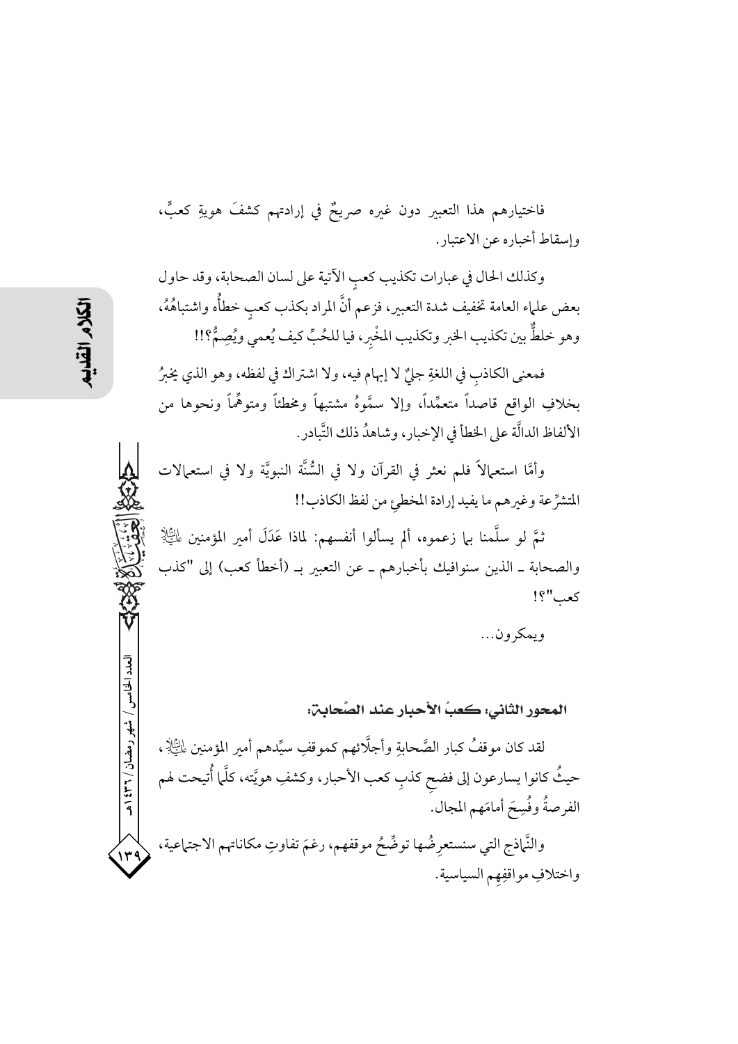فاختيارهم هذا التعبير دون غيره صريحٌ في إرادتهم كشفَ هويةِ كعبٍ، وإسقاط أخباره عن الاعتبار.

وكذلك الحال في عبارات تكذيب كعبٍ الآتية على لسان الصحابة، وقد حاول بعض علماء العامة تخفيف شدة التعبير، فزعم أنَّ المراد بكذب كعبٍ خطأُه واشتباهُهُ، وهو خلطٌ بين تكذيب الخبر وتكذيب المخْبِر، فيا للحُبِّ كيف يُعمي ويُصِمُّ؟!!

فمعنى الكاذبِ في اللغةِ جليٌ لا إبهام فيه، ولا اشتراك في لفظه، وهو الذي يخبرُ بخلافِ الواقع قاصداً متعمِّداً، وإلا سمَّوهُ مشتبهاً ومخطئاً ومتوهِّماً ونحوها من الألفاظ الدالَّة على الخطأ في الإخبار، وشاهدُ ذلك التَّبادر.

وأمَّا استعمالاً فلم نعثر في القرآن ولا في السُّنَّة النبويَّة ولا في استعمالات المتشرِّعة وغيرهم ما يفيد إرادة المخطئ من لفظ الكاذب!!

ثمَّ لو سلَّمنا بما زعموه، ألم يسألوا أنفسهم: لماذا عَدَلَ أمير المؤمنين عليه السلام والصحابة ـ الذين سنوافيك بأخبارهم ـ عن التعبير بـ (أخطأ كعب) إلى "كذب كعب"؟!

ويمكرون...

### المحور الثاني: كعبُ الأحبار عند الصَّحابة:

لقد كان موقفُ كبار الصَّحابةِ وأجلَّائهم كموقفِ سيِّدهم أمير المؤمنين عليه السلام، حيثُ كانوا يسارعون إلى فضحِ كذبِ كعب الأحبار، وكشفِ هويَّته، كلَّما أُتيحت لهم الفرصةُ وفُسِحَ أمامَهم المجال.

والنَّماذج التي سنستعرِضُها توضِّحُ موقفهم، رغمَ تفاوتِ مكاناتهم الاجتماعية، واختلافِ مواقِفِهم السياسية.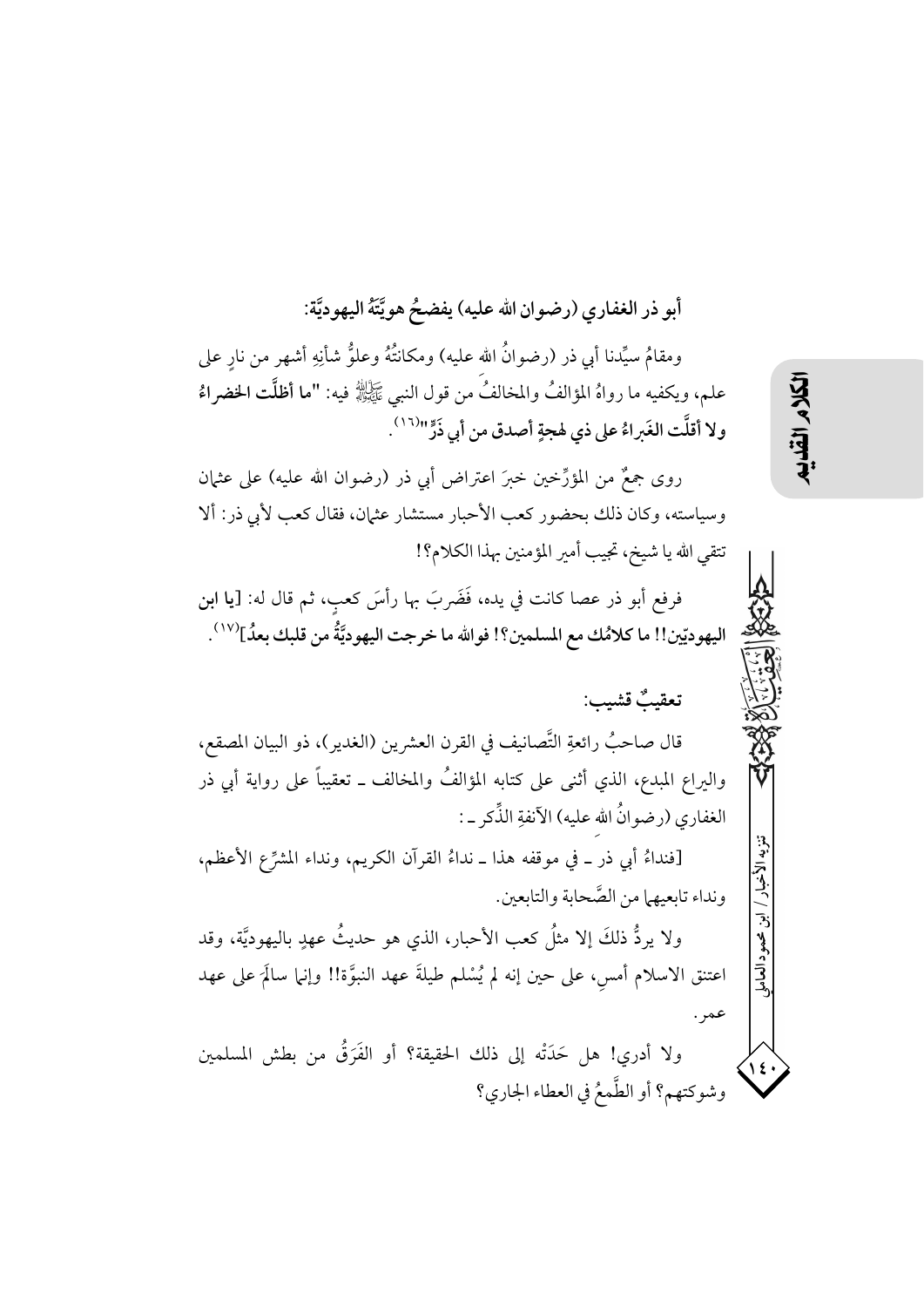### أبو ذر الغفاري (رضوان الله عليه) يفضحُ هويَّتَهُ اليهوديَّة:

ومقامُ سيِّدنا أبي ذر (رضوانُ الله عليه) ومكانتُهُ وعلوُّ شأنِهِ أشهر من نارٍ على علم، ويكفيه ما رواهُ المؤالفُ والمخالفُ من قول النبي ﷺ فيه: **"ما أظلَّت الخضراءُ ولا أقلَّت الغَبراءُ على ذي لهجةٍ أصدق من أبي ذرٍّ"**[١٦].

روى جمعٌ من المؤرِّخين خبرَ اعتراض أبي ذر (رضوان الله عليه) على عثمان وسياسته، وكان ذلك بحضور كعب الأحبار مستشار عثمان، فقال كعب لأبي ذر: ألا تتقي الله يا شيخ، تجيب أمير المؤمنين بهذا الكلام؟!

فرفع أبو ذر عصا كانت في يده، فَضَربَ بها رأسَ كعبٍ، ثم قال له: **[يا ابن اليهوديّين!! ما كلامُك مع المسلمين؟! فوالله ما خرجت اليهوديَّةُ من قلبك بعدُ]**[١٧].

### تعقيبٌ قشيب:

قال صاحبُ رائعةِ التَّصانيف في القرن العشرين (الغدير)، ذو البيان المصقع، واليراع المبدع، الذي أثنى على كتابه المؤالفُ والمخالف ـ تعقيباً على رواية أبي ذر الغفاري (رضوانُ الله عليه) الآنفةِ الذِّكر ـ:

[فنداءُ أبي ذر ـ في موقفه هذا ـ نداءُ القرآن الكريم، ونداء المشرِّع الأعظم، ونداء تابعيهما من الصَّحابة والتابعين.

ولا يردُّ ذلكَ إلا مثلُ كعب الأحبار، الذي هو حديثُ عهدٍ باليهوديَّة، وقد اعتنق الاسلام أمسِ، على حين إنه لم يُسْلم طيلةَ عهد النبوَّة!! وإنما سالَمَ على عهد عمر.

ولا أدري! هل حَدَتْه إلى ذلك الحقيقة؟ أو الفَرَقُ من بطش المسلمين وشوكتهم؟ أو الطَّمعُ في العطاء الجاري؟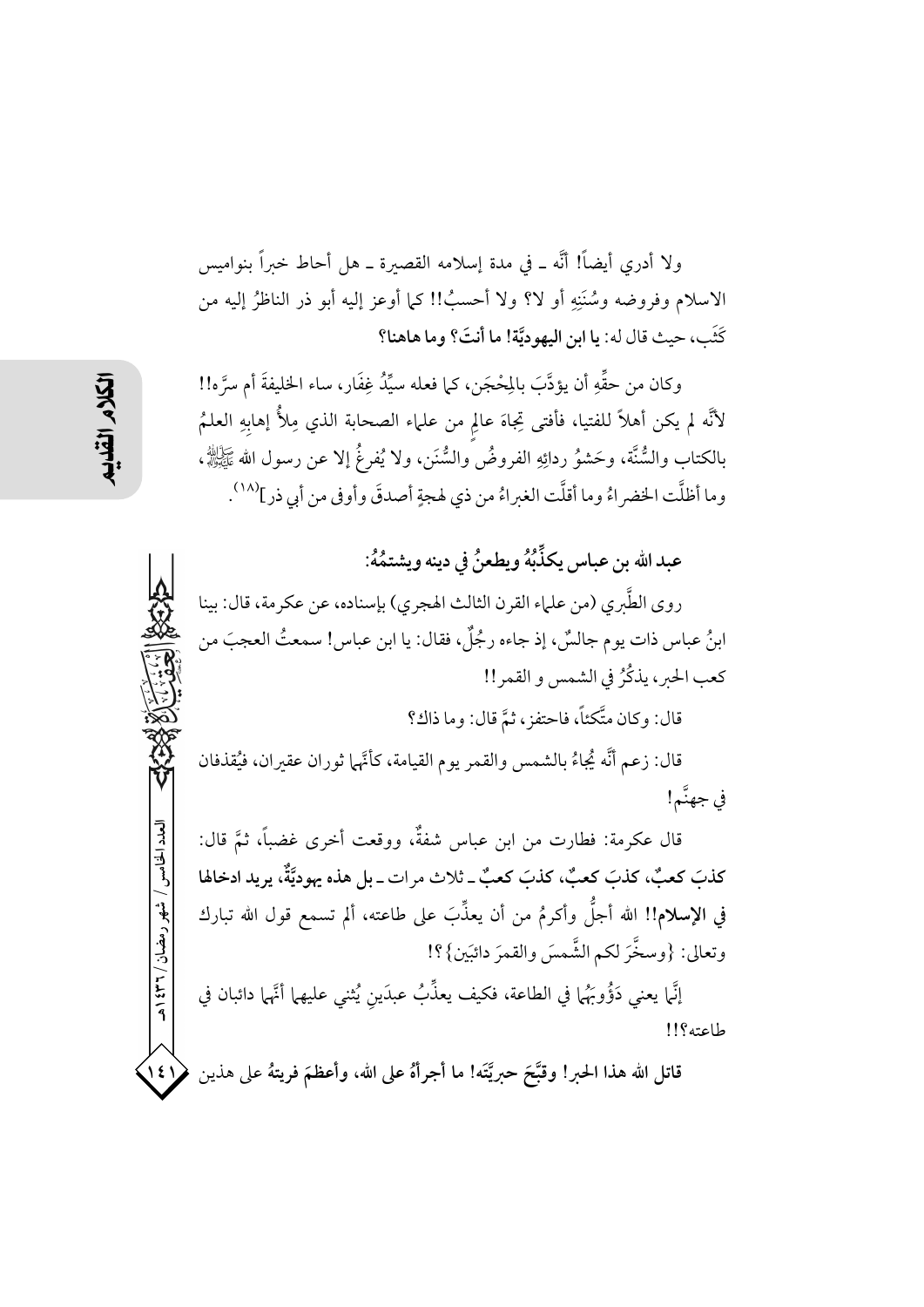ولا أدري أيضاً! أنَّه ـ في مدة إسلامه القصيرة ـ هل أحاط خبراً بنواميس الاسلام وفروضه وسُنَنِهِ أو لا؟ ولا أحسبُ!! كما أوعز إليه أبو ذر الناظرُ إليه من كَثَب، حيث قال له: **يا ابن اليهوديَّة! ما أنتَ؟ وما هاهنا؟**

وكان من حقِّهِ أن يؤدَّبَ بالمِحْجَن، كما فعله سيِّدُ غِفَار، ساء الخليفةَ أم سرَّه!! لأنَّه لم يكن أهلاً للفتيا، فأفتى تِجاهَ عالمٍ من علماء الصحابة الذي مِلأُ إهابِهِ العلمُ بالكتاب والسُّنَّة، وحَشوُ ردائِهِ الفروضُ والسُّنَن، ولا يُفرغُ إلا عن رسول الله ﷺ، وما أظلَّت الخضراءُ وما أقلَّت الغبراءُ من ذي لهجةٍ أصدقَ وأوفى من أبي ذر][18].

## عبد الله بن عباس يكذِّبُهُ ويطعنُ في دينه ويشتمُهُ:

روى الطَّبري (من علماء القرن الثالث الهجري) بإسناده، عن عكرمة، قال: بينا ابنُ عباس ذات يوم جالسٌ، إذ جاءه رجُلٌ، فقال: يا ابن عباس! سمعتُ العجبَ من كعب الحبر، يذكُرُ في الشمس و القمر!!

قال: وكان متَّكئاً، فاحتفز، ثمَّ قال: وما ذاك؟

قال: زعم أنَّه يُجاءُ بالشمس والقمر يوم القيامة، كأنَّهما ثوران عقيران، فيُقذفان في جهنَّم!

قال عكرمة: فطارت من ابن عباس شفةٌ، ووقعت أخرى غضباً، ثمَّ قال: **كذبَ كعبٌ، كذبَ كعبٌ، كذبَ كعبٌ ـ ثلاث مرات ـ بل هذه يهوديَّةٌ، يريد ادخالها في الإسلام!!** الله أجلُّ وأكرمُ من أن يعذِّبَ على طاعته، ألم تسمع قول الله تبارك وتعالى: {وسخَّرَ لكم الشَّمسَ والقمرَ دائبَين}؟!

إنَّما يعني دَؤُوبَهُما في الطاعة، فكيف يعذِّبُ عبدَينِ يُثني عليهما أنَّهما دائبان في طاعته؟!!

**قاتل الله هذا الحبر! وقبَّحَ حبريَّتَه! ما أجرأَهُ على الله، وأعظمَ فريتهُ على هذين**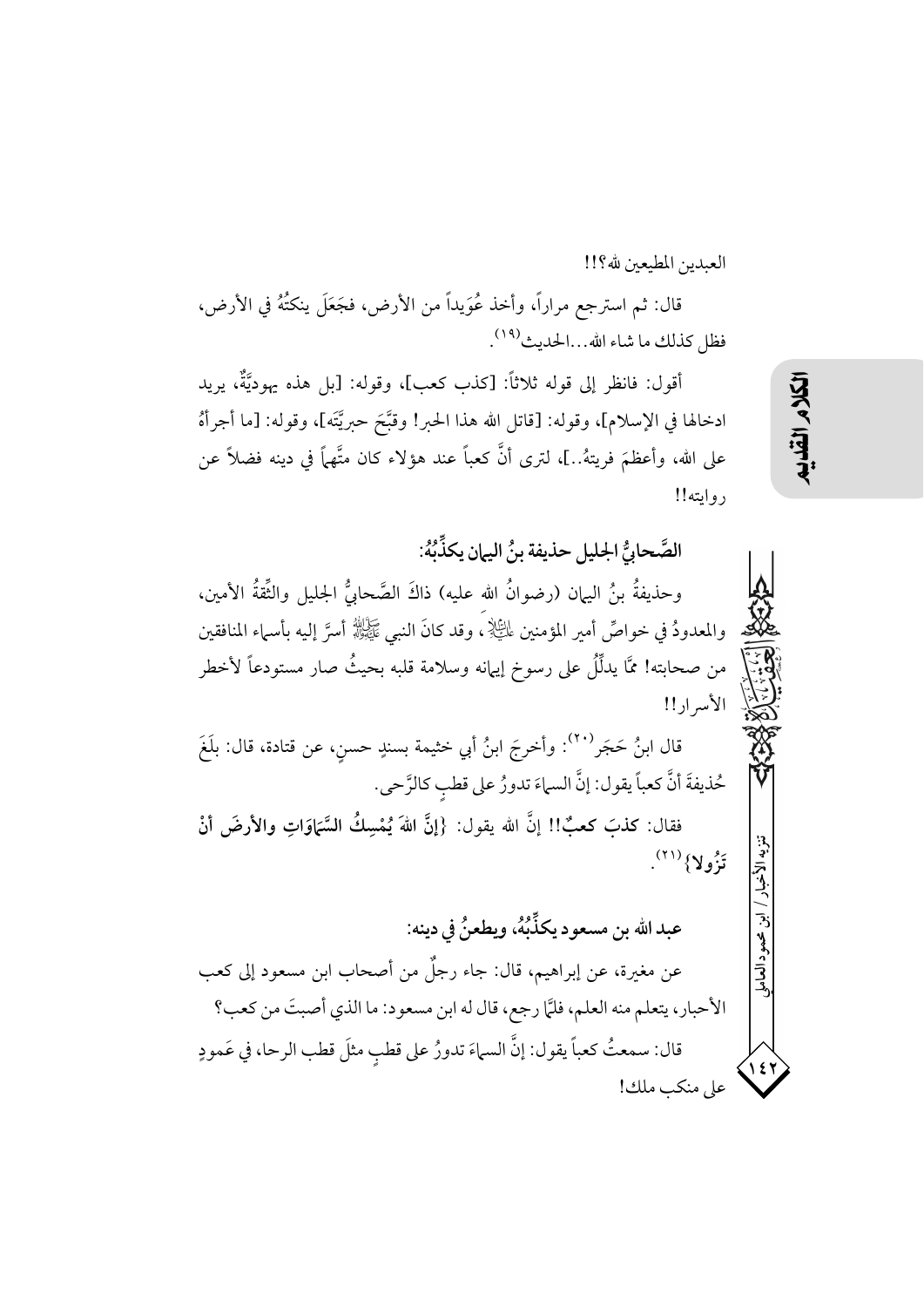العبدين المطيعين لله؟!!

قال: ثم استرجع مراراً، وأخذ عُوَيداً من الأرض، فجَعَلَ ينكتُهُ في الأرض، فظل كذلك ما شاء الله...الحديث[19].

أقول: فانظر إلى قوله ثلاثاً: [كذب كعب]، وقوله: [بل هذه يهوديَّةٌ، يريد ادخالها في الإسلام]، وقوله: [قاتل الله هذا الحبر! وقبَّح حبريَّته]، وقوله: [ما أجرأهُ على الله، وأعظمَ فريتهُ..]، لترى أنَّ كعباً عند هؤلاء كان متَّهماً في دينه فضلاً عن روايته!!

### الصَّحابيُّ الجليل حذيفة بنُ اليمان يكذِّبُهُ:

وحذيفةُ بنُ اليمان (رضوانُ الله عليه) ذاكَ الصَّحابيُّ الجليل والثِّقةُ الأمين، والمعدودُ في خواصِّ أمير المؤمنين عليه السلام، وقد كانَ النبي صلى الله عليه وآله أسرَّ إليه بأسماء المنافقين من صحابته! ممَّا يدلِّلُ على رسوخ إيمانه وسلامة قلبه بحيثُ صار مستودعاً لأخطر الأسرار!!

قال ابنُ حَجَر[20]: وأخرجَ ابنُ أبي خثيمة بسندٍ حسنٍ، عن قتادة، قال: بلَغَ حُذيفةَ أنَّ كعباً يقول: إنَّ السماءَ تدورُ على قطبٍ كالرَّحى.

فقال: **كذبَ كعبٌ!!** إنَّ الله يقول: **{إنَّ اللهَ يُمْسِكُ السَّمَاوَاتِ والأرضَ أنْ تَزُولا}**[21].

### عبد الله بن مسعود يكذِّبُهُ، ويطعنُ في دينه:

عن مغيرة، عن إبراهيم، قال: جاء رجلٌ من أصحاب ابن مسعود إلى كعب الأحبار، يتعلم منه العلم، فلمَّا رجع، قال له ابن مسعود: ما الذي أصبتَ من كعب؟

قال: سمعتُ كعباً يقول: إنَّ السماءَ تدورُ على قطبٍ مثلَ قطب الرحا، في عَمودٍ على منكب ملك!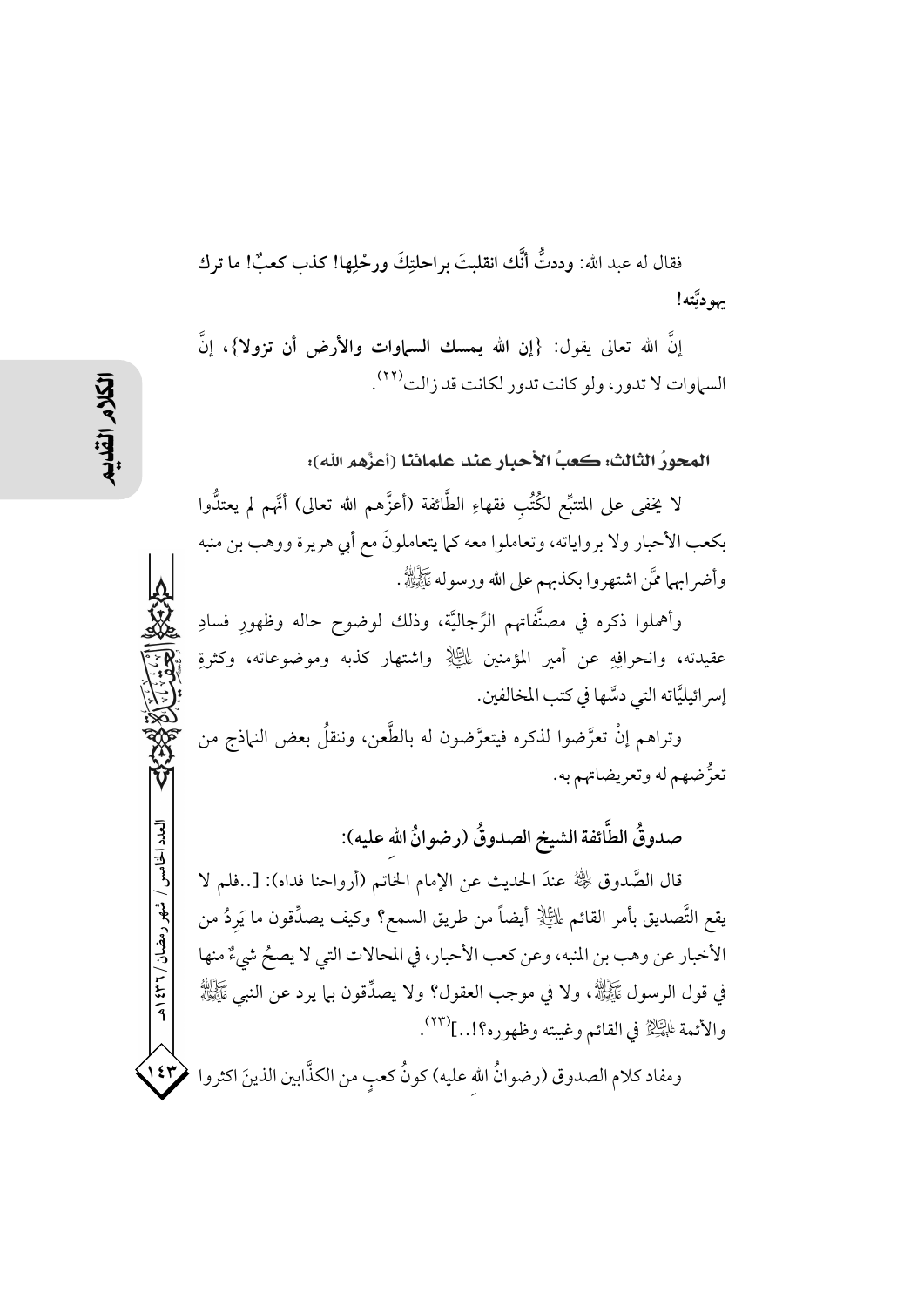فقال له عبد الله: **وددتُّ أنَّك انقلبتَ براحلتِكَ ورحْلِها! كذب كعبٌ! ما ترك يهوديَّته!**

إنَّ الله تعالى يقول: {**إن الله يمسك السماوات والأرض أن تزولا**}، إنَّ السماوات لا تدور، ولو كانت تدور لكانت قد زالت[22].

### المحورُ الثالث: كعبُ الأحبار عند علمائنا (أعزَّهم الله):

لا يخفى على المتتبِّع لكُتُبِ فقهاءِ الطَّائفة (أعزَّهم الله تعالى) أنَّهم لم يعتدُّوا بكعب الأحبار ولا برواياته، وتعاملوا معه كما يتعاملونَ مع أبي هريرة ووهب بن منبه وأضرابهما ممَّن اشتهروا بكذبهم على الله ورسوله ﷺ.

وأهملوا ذكره في مصنَّفاتهم الرِّجاليَّة، وذلك لوضوح حاله وظهورِ فسادِ عقيدته، وانحرافِهِ عن أمير المؤمنين عليه السلام واشتهار كذبه وموضوعاته، وكثرةِ إسرائيليَّاته التي دسَّها في كتب المخالفين.

وتراهم إنْ تعرَّضوا لذكره فيتعرَّضون له بالطَّعن، وننقلُ بعض النماذج من تعرُّضهم له وتعريضاتهم به.

### صدوقُ الطَّائفة الشيخ الصدوقُ (رضوانُ الله عليه):

قال الصَّدوق رحمه الله عندَ الحديث عن الإمام الخاتم (أرواحنا فداه): [..فلم لا يقع التَّصديق بأمر القائم عليه السلام أيضاً من طريق السمع؟ وكيف يصدِّقون ما يَرِدُ من الأخبار عن وهب بن المنبه، وعن كعب الأحبار، في المحالات التي لا يصحُ شيءٌ منها في قول الرسول ﷺ، ولا في موجب العقول؟ ولا يصدِّقون بما يرد عن النبي ﷺ والأئمة عليهم السلام في القائم وغيبته وظهوره؟!..][23].

ومفاد كلام الصدوق (رضوانُ الله عليه) كونُ كعبٍ من الكذَّابين الذينَ اكثروا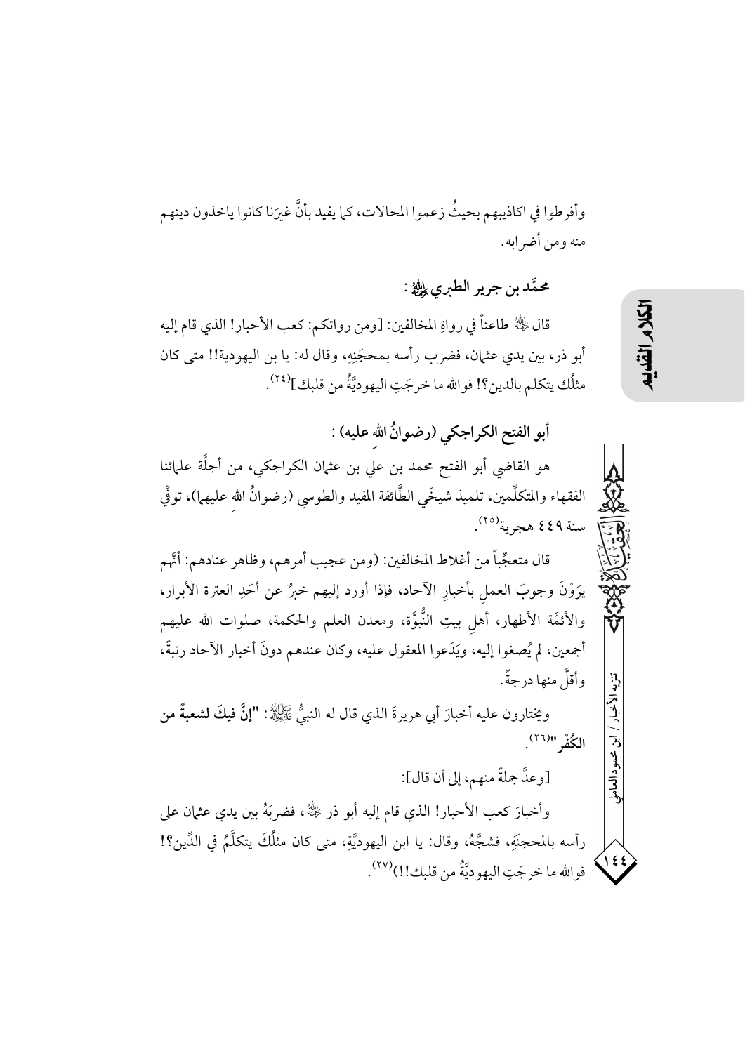وأفرطوا في اكاذيبهم بحيثُ زعموا المحالات، كما يفيد بأنَّ غيرَنا كانوا ياخذون دينهم منه ومن أضرابه.

### محمَّد بن جرير الطبري ﷺ:

قال ﷺ طاعناً في رواةِ المخالفين: [ومن رواتكم: كعب الأحبار! الذي قام إليه أبو ذر، بين يدي عثمان، فضرب رأسه بمحجَنِهِ، وقال له: يا بن اليهودية!! متى كان مثلُك يتكلم بالدين؟! فوالله ما خرجَتِ اليهوديَّةُ من قلبك][٢٤].

### أبو الفتح الكراجكي (رضوانُ الله عليه):

هو القاضي أبو الفتح محمد بن علي بن عثمان الكراجكي، من أجلَّة علمائنا الفقهاء والمتكلِّمين، تلميذ شيخَي الطَّائفة المفيد والطوسي (رضوانُ الله عليهما)، توفِّي سنة ٤٤٩ هجرية[٢٥].

قال متعجِّباً من أغلاط المخالفين: (ومن عجيب أمرهم، وظاهر عنادهم: أنَّهم يَرَوْنَ وجوبَ العملِ بأخبارِ الآحاد، فإذا أورد إليهم خبرٌ عن أحَدِ العترة الأبرار، والأئمَّة الأطهار، أهلِ بيتِ النُّبوَّة، ومعدن العلم والحكمة، صلوات الله عليهم أجمعين، لم يُصغوا إليه، ويَدَعوا المعقول عليه، وكان عندهم دونَ أخبار الآحاد رتبةً، وأقلَّ منها درجةً.

ويختارون عليه أخبارَ أبي هريرةَ الذي قال له النبيُّ ﷺ: **"إنَّ فيكَ لشعبةً من الكُفْر"**[٢٦].

[وعدَّ جملةً منهم، إلى أن قال]:

وأخبارَ كعب الأحبار! الذي قام إليه أبو ذر ﷺ، فضربَهُ بين يدي عثمان على رأسه بالمحجنَةِ، فشجَّهُ، وقال: يا ابن اليهوديَّةِ، متى كان مثلُكَ يتكلَّمُ في الدِّين؟! فوالله ما خرجَتِ اليهوديَّةُ من قلبك!!)[٢٧].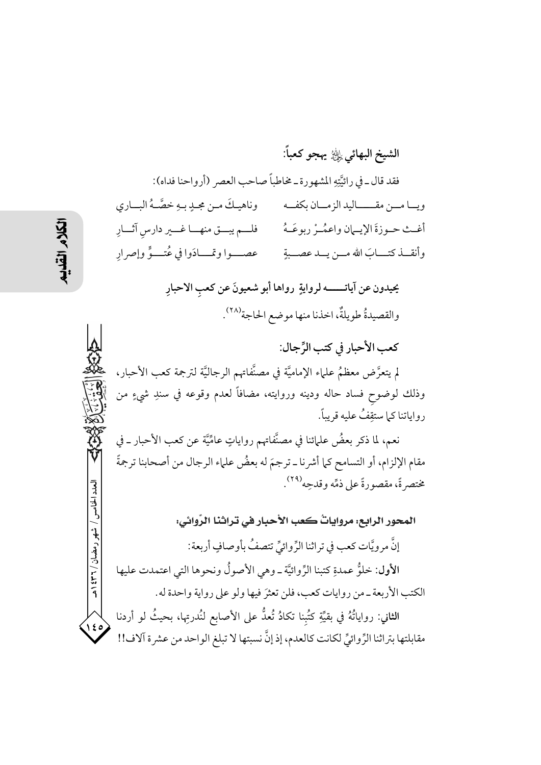**الشيخ البهائي ﵀ يهجو كعباً:**

فقد قال ـ في رائيَّتِهِ المشهورة ـ مخاطباً صاحب العصر (أرواحنا فداه):

ويـا مـن مقـاليد الزمـان بكفـه   وناهيكَ مـن مجدٍ بـهِ خصَّـهُ البـاري

أغـث حـوزةَ الإيـمان واعمُـرْ ربوعَـهُ   فلـم يبـق منهـا غـير دارسِ آثـارِ

وأنقـذ كتـابَ الله مـن يـد عصـبةٍ   عصـوا وتمـادَوا في عُتـوٍّ وإصرارِ

**يحيدون عن آياتــه لروايةٍ رواها أبو شعيونَ عن كعبِ الاحبارِ**

والقصيدةُ طويلةٌ، اخذنا منها موضع الحاجة[28].

**كعب الأحبار في كتب الرِّجال:**

لم يتعرَّض معظمُ علماء الإماميَّة في مصنَّفاتهم الرجاليَّة لترجمة كعب الأحبار، وذلك لوضوحِ فساد حاله ودينه وروايته، مضافاً لعدم وقوعه في سندِ شيءٍ من رواياتنا كما ستقِفُ عليه قريباً.

نعم، لما ذكر بعضُ علمائنا في مصنَّفاتهم رواياتٍ عاميَّة عن كعب الأحبار ـ في مقام الإلزام، أو التسامح كما أشرنا ـ ترجمَ له بعضُ علماء الرجال من أصحابنا ترجمةً مختصرةً، مقصورةً على ذمِّه وقدحِه[29].

**المحور الرابع: مروياتُ كعب الأحبار في تراثنا الرّوائي:**

إنَّ مرويَّات كعب في تراثنا الرِّوائيِّ تتصفُ بأوصافٍ أربعة:

**الأول**: خلوُّ عمدةِ كتبنا الرِّوائيَّة ـ وهي الأصولُ ونحوها التي اعتمدت عليها الكتب الأربعة ـ من روايات كعب، فلن تعثرَ فيها ولو على رواية واحدة له.

**الثاني**: رواياتُهُ في بقيَّةِ كتُبِنا تكادُ تُعدُّ على الأصابع لنُدرتِها، بحيثُ لو أردنا مقابلتها بتراثنا الرِّوائيِّ لكانت كالعدم، إذ إنَّ نسبتها لا تبلغ الواحد من عشرة آلاف!!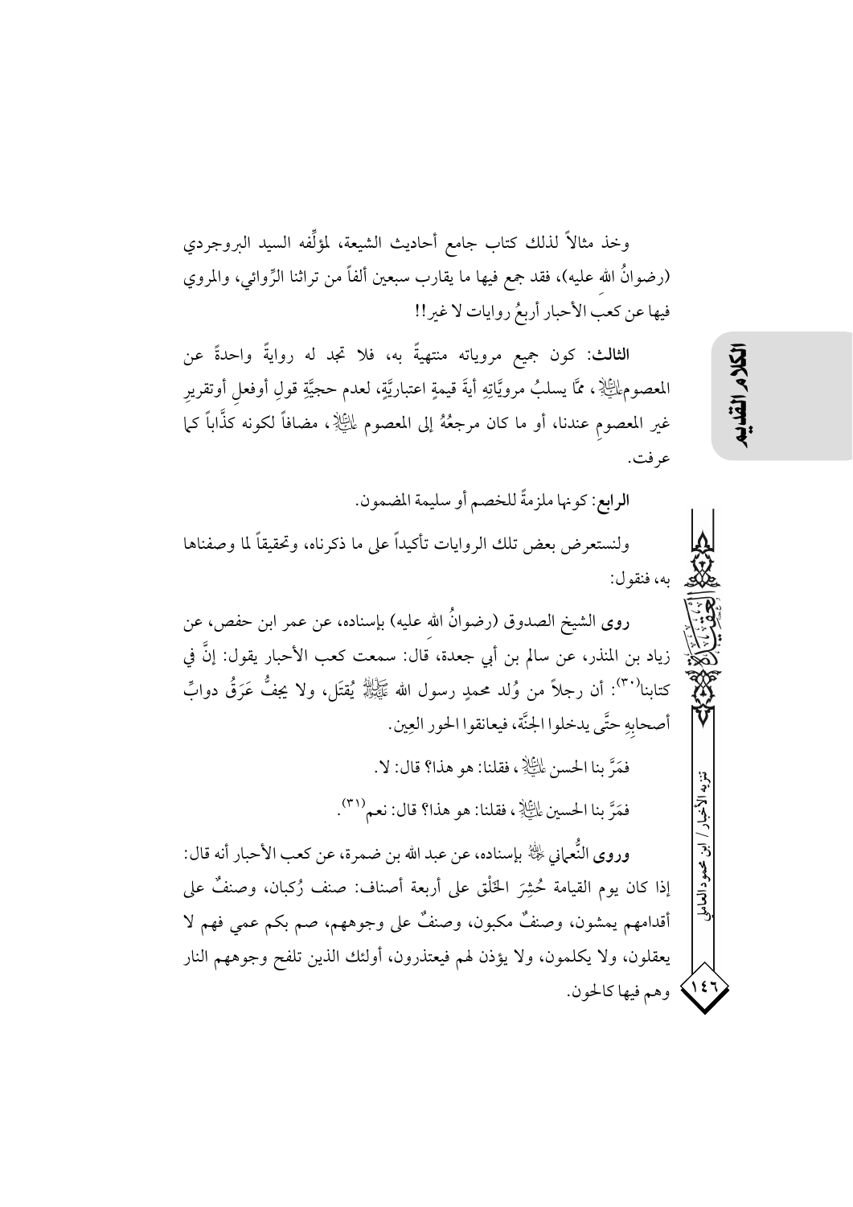وخذ مثالاً لذلك كتاب جامع أحاديث الشيعة، لمؤلِّفه السيد البروجردي (رضوانُ الله عليه)، فقد جمع فيها ما يقارب سبعين ألفاً من تراثنا الرِّوائي، والمروي فيها عن كعب الأحبار أربعُ روايات لا غير!!

**الثالث**: كون جميع مروياته منتهيةً به، فلا تجد له روايةً واحدةً عن المعصوم عليه السلام، ممَّا يسلبُ مرويَّاتِهِ أيةَ قيمةٍ اعتباريَّةٍ، لعدم حجيَّةِ قولٍ أوفعلٍ أوتقريرِ غير المعصومِ عندنا، أو ما كان مرجعُهُ إلى المعصوم عليه السلام، مضافاً لكونه كذَّاباً كما عرفت.

**الرابع**: كونها ملزمةً للخصم أو سليمة المضمون.

ولنستعرض بعض تلك الروايات تأكيداً على ما ذكرناه، وتحقيقاً لما وصفناها به، فنقول:

**روى** الشيخ الصدوق (رضوانُ الله عليه) بإسناده، عن عمر ابن حفص، عن زياد بن المنذر، عن سالم بن أبي جعدة، قال: سمعت كعب الأحبار يقول: إنَّ في كتابنا[30]: أن رجلاً من وُلد محمدٍ رسول الله صلى الله عليه وآله يُقتَل، ولا يجفُّ عَرَقُ دوابِّ أصحابِهِ حتَّى يدخلوا الجنَّة، فيعانقوا الحور العِين.

فمَرَّ بنا الحسن عليه السلام، فقلنا: هو هذا؟ قال: لا.

فمَرَّ بنا الحسين عليه السلام، فقلنا: هو هذا؟ قال: نعم[31].

**وروى** النُّعماني رحمه الله بإسناده، عن عبد الله بن ضمرة، عن كعب الأحبار أنه قال: إذا كان يوم القيامة حُشِرَ الخَلْق على أربعة أصناف: صنف رُكبان، وصنفٌ على أقدامهم يمشون، وصنفٌ مكبون، وصنفٌ على وجوههم، صم بكم عمي فهم لا يعقلون، ولا يكلمون، ولا يؤذن لهم فيعتذرون، أولئك الذين تلفح وجوههم النار وهم فيها كالحون.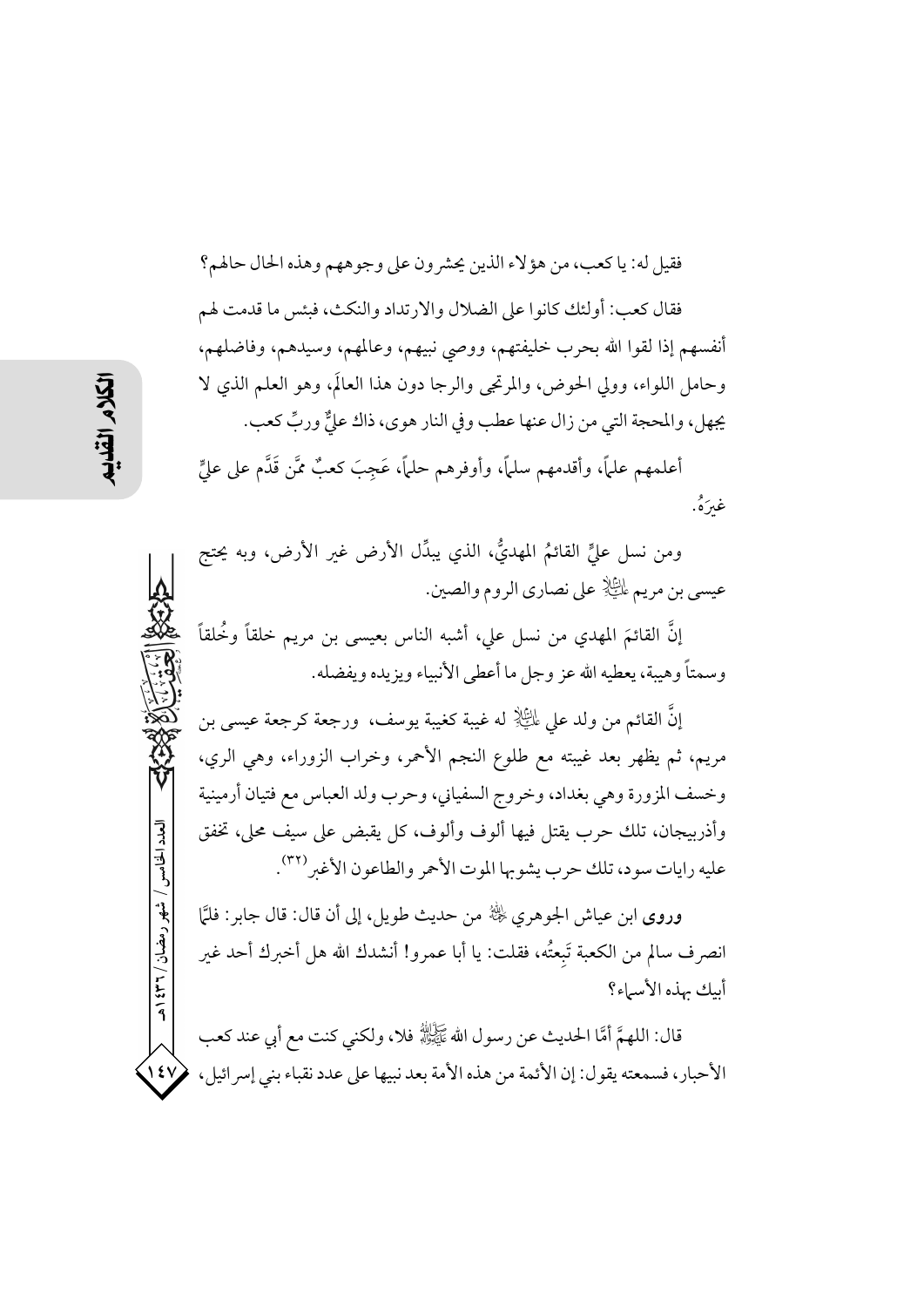فقيل له: يا كعب، من هؤلاء الذين يحشرون على وجوههم وهذه الحال حالهم؟

فقال كعب: أولئك كانوا على الضلال والارتداد والنكث، فبئس ما قدمت لهم أنفسهم إذا لقوا الله بحرب خليفتهم، ووصي نبيهم، وعالمهم، وسيدهم، وفاضلهم، وحامل اللواء، وولي الحوض، والمرتجى والرجا دون هذا العالَم، وهو العلم الذي لا يجهل، والمحجة التي من زال عنها عطب وفي النار هوى، ذاك عليٌّ وربِّ كعب.

أعلمهم علماً، وأقدمهم سلماً، وأوفرهم حلماً، عَجِبَ كعبٌ ممَّن قَدَّم على عليٍّ غيرَهُ.

ومن نسل عليٍّ القائمُ المهديُّ، الذي يبدِّل الأرض غير الأرض، وبه يحتج عيسى بن مريم عليه السلام على نصارى الروم والصين.

إنَّ القائمَ المهدي من نسل علي، أشبه الناس بعيسى بن مريم خلقاً وخُلقاً وسمتاً وهيبة، يعطيه الله عز وجل ما أعطى الأنبياء ويزيده ويفضله.

إنَّ القائم من ولد علي عليه السلام له غيبة كغيبة يوسف، ورجعة كرجعة عيسى بن مريم، ثم يظهر بعد غيبته مع طلوع النجم الأحمر، وخراب الزوراء، وهي الري، وخسف المزورة وهي بغداد، وخروج السفياني، وحرب ولد العباس مع فتيان أرمينية وأذربيجان، تلك حرب يقتل فيها ألوف وألوف، كل يقبض على سيف محلى، تخفق عليه رايات سود، تلك حرب يشوبها الموت الأحمر والطاعون الأغبر[٣٢].

**وروى** ابن عياش الجوهري رحمه الله من حديث طويل، إلى أن قال: قال جابر: فلمَّا انصرف سالم من الكعبة تَبِعتُه، فقلت: يا أبا عمرو! أنشدك الله هل أخبرك أحد غير أبيك بهذه الأسماء؟

قال: اللهمَّ أمَّا الحديث عن رسول الله صلى الله عليه وآله فلا، ولكني كنت مع أبي عند كعب الأحبار، فسمعته يقول: إن الأئمة من هذه الأمة بعد نبيها على عدد نقباء بني إسرائيل،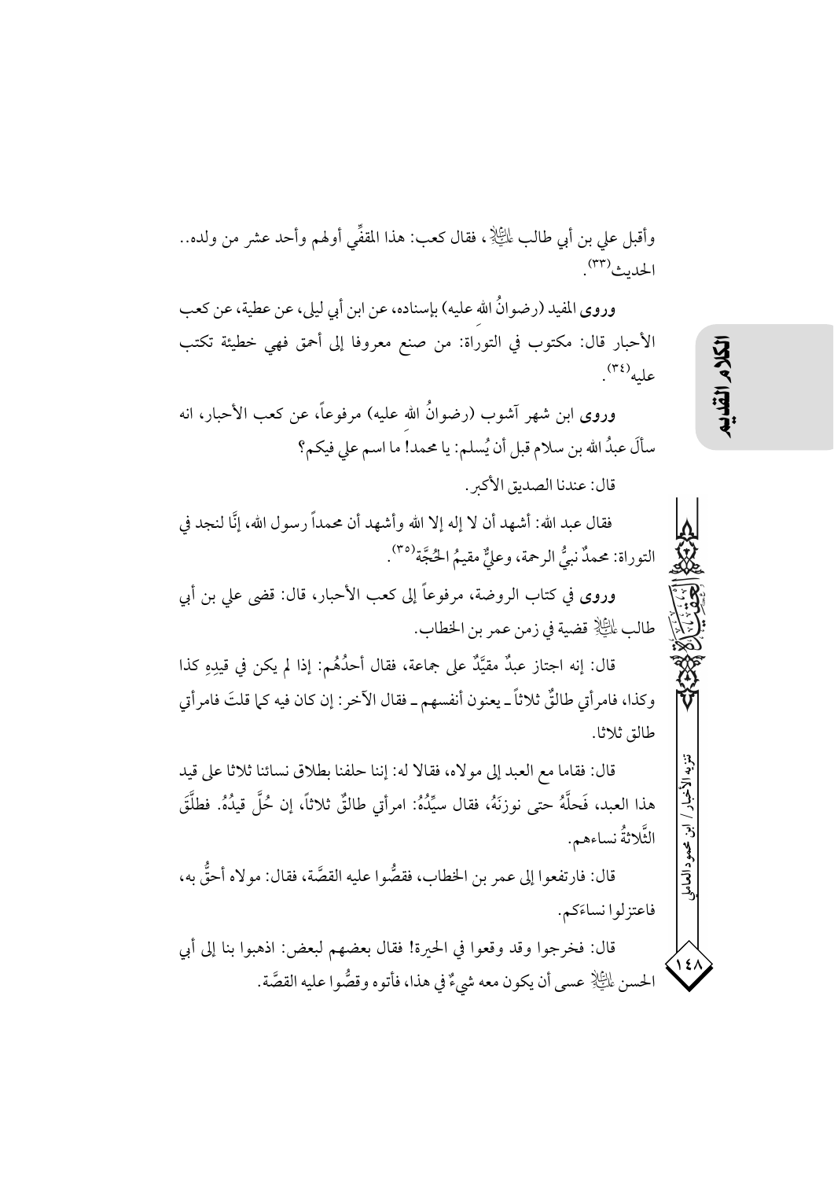وأقبل علي بن أبي طالب عليه السلام، فقال كعب: هذا المقفّي أولهم وأحد عشر من ولده.. الحديث[٣٣].

**وروى** المفيد (رضوانُ الله عليه) بإسناده، عن ابن أبي ليلى، عن عطية، عن كعب الأحبار قال: مكتوب في التوراة: من صنع معروفا إلى أحمق فهي خطيئة تكتب عليه[٣٤].

**وروى** ابن شهر آشوب (رضوانُ الله عليه) مرفوعاً، عن كعب الأحبار، انه سألَ عبدُ الله بن سلام قبل أن يُسلم: يا محمد! ما اسم علي فيكم؟

قال: عندنا الصديق الأكبر.

فقال عبد الله: أشهد أن لا إله إلا الله وأشهد أن محمداً رسول الله، إنَّا لنجد في التوراة: محمدٌ نبيُّ الرحمة، وعليٌّ مقيمُ الحُجَّة[٣٥].

**وروى** في كتاب الروضة، مرفوعاً إلى كعب الأحبار، قال: قضى علي بن أبي طالب عليه السلام قضية في زمن عمر بن الخطاب.

قال: إنه اجتاز عبدٌ مقيَّدٌ على جماعة، فقال أحدُهُم: إذا لم يكن في قيدِهِ كذا وكذا، فامرأتي طالقٌ ثلاثاً ـ يعنون أنفسهم ـ فقال الآخر: إن كان فيه كما قلتَ فامرأتي طالق ثلاثا.

قال: فقاما مع العبد إلى مولاه، فقالا له: إننا حلفنا بطلاق نسائنا ثلاثا على قيد هذا العبد، فَحلَّهُ حتى نوزنَهُ، فقال سيِّدُهُ: امرأتي طالقٌ ثلاثاً، إن حُلَّ قيدُهُ. فطلَّقَ الثَّلاثةُ نساءهم.

قال: فارتفعوا إلى عمر بن الخطاب، فقصُّوا عليه القصَّة، فقال: مولاه أحقُّ به، فاعتزلوا نساءَكم.

قال: فخرجوا وقد وقعوا في الحيرة! فقال بعضهم لبعض: اذهبوا بنا إلى أبي الحسن عليه السلام عسى أن يكون معه شيءٌ في هذا، فأتوه وقصُّوا عليه القصَّة.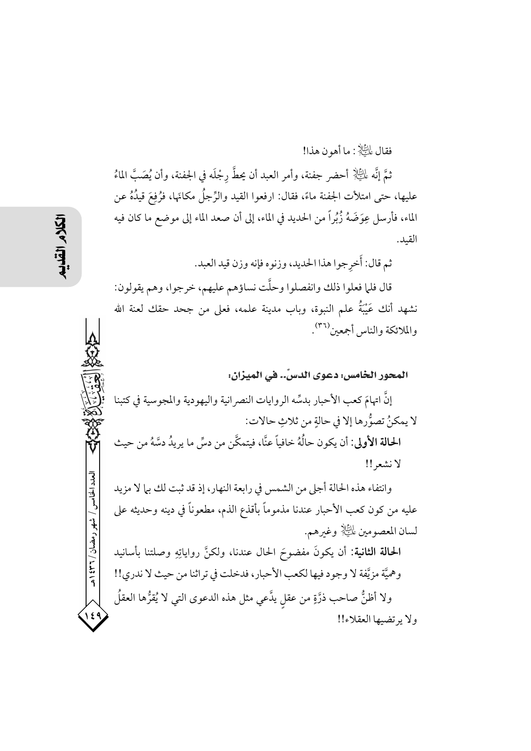فقال عليه السلام: ما أهون هذا!

ثمَّ إنَّه عليه السلام أحضر جفنة، وأمر العبد أن يحطَّ رِجْلَه في الجفنة، وأن يُصَبَّ الماءُ عليها، حتى امتلأت الجفنة ماءً، فقال: ارفعوا القيد والرِّجلُ مكانَها، فرُفِعَ قيدُهُ عن الماء، فأرسل عِوَضَهُ زُبُراً من الحديد في الماء، إلى أن صعد الماء إلى موضع ما كان فيه القيد.

ثم قال: أَخرِجوا هذا الحديد، وزنوه فإنه وزن قيد العبد.

قال فلما فعلوا ذلك وانفصلوا وحلَّت نساؤهم عليهم، خرجوا، وهم يقولون: نشهد أنك عَيْبَةُ علم النبوة، وباب مدينة علمه، فعلى من جحد حقك لعنة الله والملائكة والناس أجمعين(٣٦).

**المحور الخامس: دعوى الدسّ.. في الميزان:**

إنَّ اتهامَ كعب الأحبار بدسِّه الروايات النصرانية واليهودية والمجوسية في كتبنا لا يمكنُ تصوُّرها إلا في حالةٍ من ثلاثِ حالات:

**الحالة الأولى**: أن يكون حالُهُ خافياً عنَّا، فيتمكَّن من دسِّ ما يريدُ دسَّهُ من حيث لا نشعر!!

وانتفاء هذه الحالة أجلى من الشمس في رابعة النهار، إذ قد ثبت لك بما لا مزيد عليه من كون كعب الأحبار عندنا مذموماً بأقذع الذم، مطعوناً في دينه وحديثه على لسان المعصومين عليهم السلام وغيرهم.

**الحالة الثانية**: أن يكونَ مفضوحَ الحال عندنا، ولكنَّ رواياتِهِ وصلتنا بأسانيد وهميَّة مزيَّفة لا وجود فيها لكعب الأحبار، فدخلت في تراثنا من حيث لا ندري!!

ولا أظنُّ صاحب ذرَّةٍ من عقلٍ يدَّعي مثل هذه الدعوى التي لا يُقرُّها العقلُ ولا يرتضيها العقلاء!!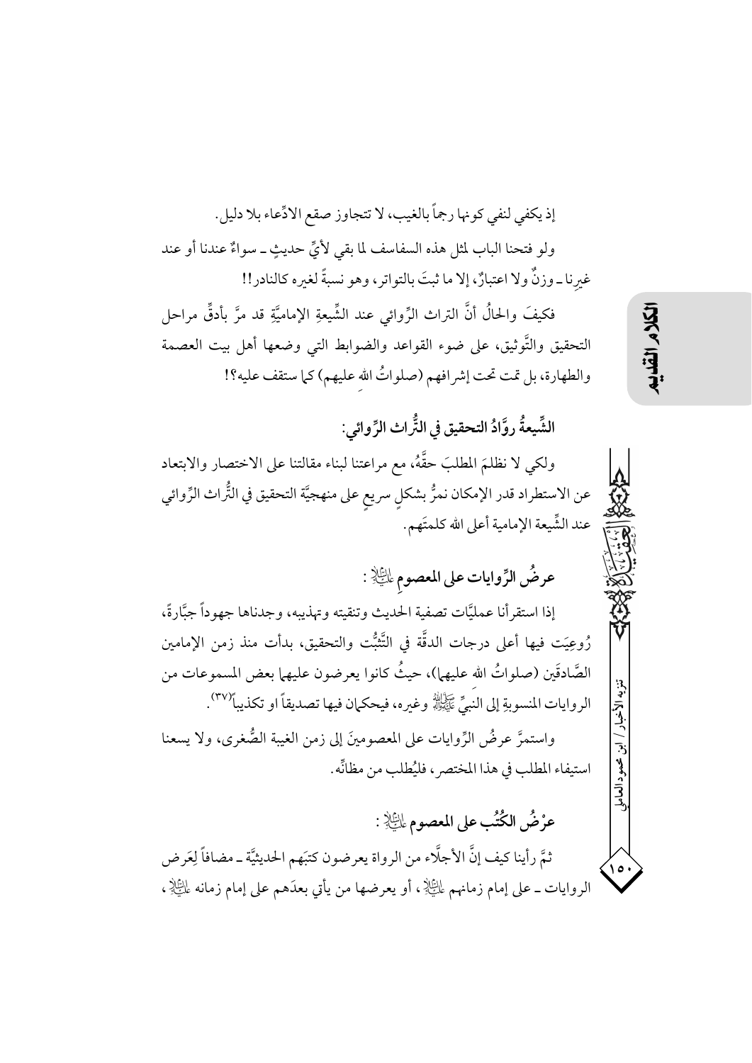إذ يكفي لنفي كونها رجماً بالغيب، لا تتجاوز صقع الادِّعاء بلا دليل.

ولو فتحنا الباب لمثل هذه السفاسف لما بقي لأيِّ حديثٍ ـ سواءٌ عندنا أو عند غيرنا ـ وزنٌ ولا اعتبارٌ، إلا ما ثبتَ بالتواتر، وهو نسبةً لغيره كالنادر!!

فكيفَ والحالُ أنَّ التراث الرِّوائي عند الشِّيعةِ الإماميَّةِ قد مرَّ بأدقِّ مراحل التحقيق والتَّوثيق، على ضوء القواعد والضوابط التي وضعها أهل بيت العصمة والطهارة، بل تمت تحت إشرافهم (صلواتُ الله عليهم) كما ستقف عليه؟!

## الشِّيعةُ روَّادُ التحقيق في التُّراث الرِّوائي:

ولكي لا نظلمَ المطلبَ حقَّهُ، مع مراعاتنا لبناء مقالتنا على الاختصار والابتعاد عن الاستطراد قدر الإمكان نمرُّ بشكلٍ سريعٍ على منهجيَّة التحقيق في التُّراث الرِّوائي عند الشِّيعة الإمامية أعلى الله كلمتَهم.

## عرضُ الرِّوايات على المعصومِ عليه السلام:

إذا استقرأنا عمليَّات تصفية الحديث وتنقيته وتهذيبه، وجدناها جهوداً جبَّارةً، رُوعِيَت فيها أعلى درجات الدقَّة في التَّثبُّت والتحقيق، بدأت منذ زمن الإمامين الصَّادقَين (صلواتُ الله عليهما)، حيثُ كانوا يعرضون عليهما بعض المسموعات من الروايات المنسوبةِ إلى النبيِّ صلى الله عليه وآله وغيره، فيحكمان فيها تصديقاً او تكذيباً[٣٧].

واستمرَّ عرضُ الرِّوايات على المعصومينَ إلى زمن الغيبة الصُّغرى، ولا يسعنا استيفاء المطلب في هذا المختصر، فليُطلب من مظانِّه.

## عرْضُ الكُتُب على المعصوم عليه السلام:

ثمَّ رأينا كيف إنَّ الأجلَّاء من الرواة يعرضون كتبَهم الحديثيَّة ـ مضافاً لِعَرض الروايات ـ على إمام زمانهم عليه السلام، أو يعرضها من يأتي بعدَهم على إمام زمانه عليه السلام،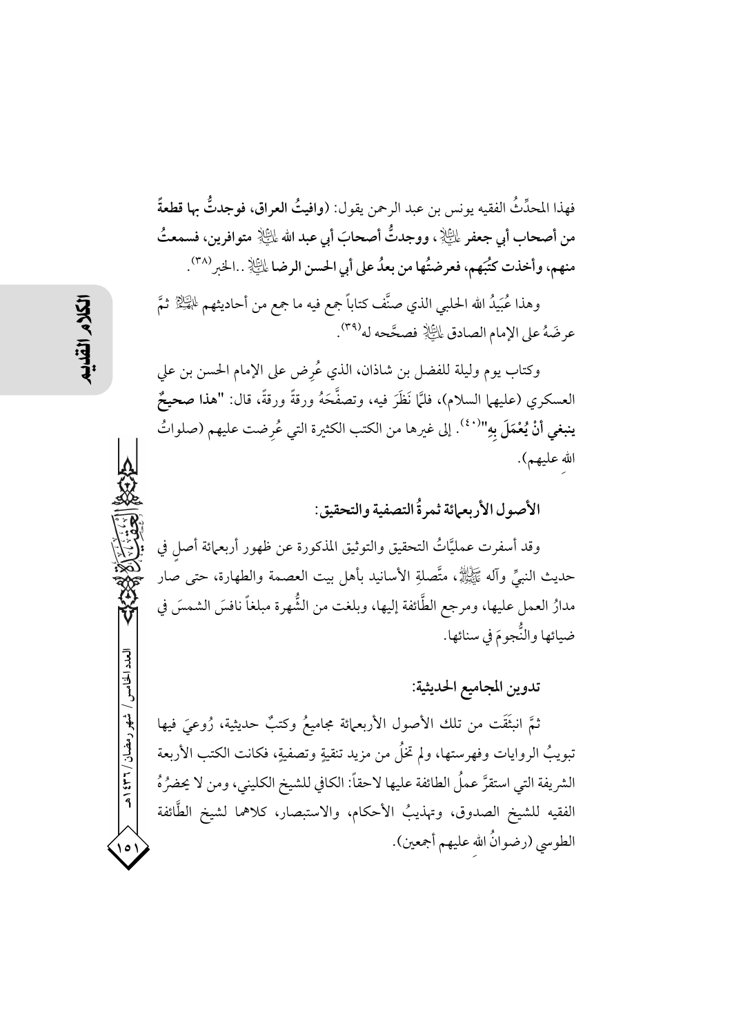فهذا المحدِّثُ الفقيه يونس بن عبد الرحمن يقول: (**وافيتُ العراق، فوجدتُ بها قطعةً من أصحاب أبي جعفر عليه السلام، ووجدتُ أصحابَ أبي عبد الله عليه السلام متوافرين، فسمعتُ منهم، وأخذت كتُبَهم، فعرضتُها من بعدُ على أبي الحسن الرضا عليه السلام**..الخبر[38].

وهذا عُبَيدُ الله الحلبي الذي صنَّف كتاباً جمع فيه ما جمع من أحاديثهم عليهم السلام ثمَّ عرضَهُ على الإمام الصادق عليه السلام فصحَّحه له[39].

وكتاب يوم وليلة للفضل بن شاذان، الذي عُرِض على الإمام الحسن بن علي العسكري (عليهما السلام)، فلمَّا نَظَرَ فيه، وتصفَّحَهُ ورقةً ورقةً، قال: "**هذا صحيحٌ ينبغي أنْ يُعْمَلَ بِهِ**"[40]. إلى غيرها من الكتب الكثيرة التي عُرِضت عليهم (صلواتُ الله عليهم).

## الأصول الأربعمائة ثمرةُ التصفية والتحقيق:

وقد أسفرت عمليَّاتُ التحقيق والتوثيق المذكورة عن ظهور أربعمائة أصلٍ في حديث النبيِّ وآله صلى الله عليه وآله، متَّصلةِ الأسانيد بأهل بيت العصمة والطهارة، حتى صار مدارُ العملِ عليها، ومرجع الطَّائفة إليها، وبلغت من الشُّهرة مبلغاً نافسَ الشمسَ في ضيائها والنُّجومَ في سنائها.

## تدوين المجاميع الحديثية:

ثمَّ انبثَقَت من تلك الأصول الأربعمائة مجاميعُ وكتبٌ حديثية، رُوعيَ فيها تبويبُ الروايات وفهرستها، ولم تخلُ من مزيد تنقيةٍ وتصفيةٍ، فكانت الكتب الأربعة الشريفة التي استقرَّ عملُ الطائفة عليها لاحقاً: الكافي للشيخ الكليني، ومن لا يحضرُهُ الفقيه للشيخ الصدوق، وتهذيبُ الأحكام، والاستبصار، كلاهما لشيخ الطَّائفة الطوسي (رضوانُ الله عليهم أجمعين).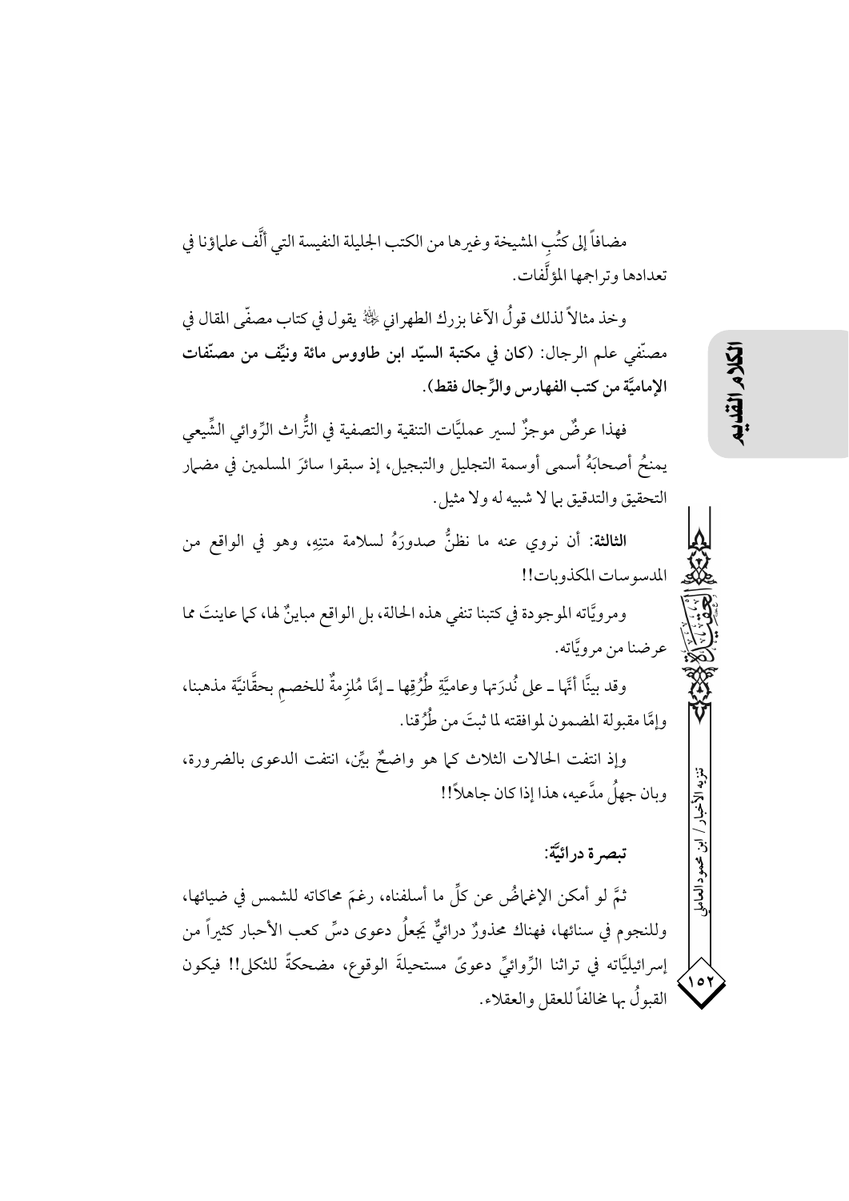مضافاً إلى كتُبِ المشيخة وغيرها من الكتب الجليلة النفيسة التي أَلَّف علماؤنا في تعدادها وتراجمها المؤلَّفات.

وخذ مثالاً لذلك قولُ الآغا بزرك الطهراني ﷺ يقول في كتاب مصفّى المقال في مصنّفي علم الرجال: **(كان في مكتبة السيّد ابن طاووس مائة ونيِّف من مصنّفات الإماميَّة من كتب الفهارس والرِّجال فقط)**.

فهذا عرضٌ موجزٌ لسير عمليَّات التنقية والتصفية في التُّراث الرِّوائي الشِّيعي يمنحُ أصحابَهُ أسمى أوسمة التجليل والتبجيل، إذ سبقوا سائرَ المسلمين في مضمار التحقيق والتدقيق بما لا شبيه له ولا مثيل.

**الثالثة:** أن نروي عنه ما نظنُّ صدورَهُ لسلامة متنِهِ، وهو في الواقع من المدسوسات المكذوبات!!

ومرويَّاته الموجودة في كتبنا تنفي هذه الحالة، بل الواقع مباينٌ لها، كما عاينتَ مما عرضنا من مرويَّاته.

وقد بينَّا أنَّها ـ على نُدرَتها وعاميَّةِ طُرُقِها ـ إمَّا مُلزِمةٌ للخصمِ بحقَّانيَّة مذهبنا، وإمَّا مقبولة المضمون لموافقته لما ثبتَ من طُرُقنا.

وإذ انتفت الحالات الثلاث كما هو واضحٌ بيِّن، انتفت الدعوى بالضرورة، وبان جهلُ مدَّعيه، هذا إذا كان جاهلاً!!

### تبصرة درائيَّة:

ثمَّ لو أمكن الإغماضُ عن كلِّ ما أسلفناه، رغمَ محاكاته للشمس في ضيائها، وللنجوم في سنائها، فهناك محذورٌ درائيٌّ يَجعلُ دعوى دسِّ كعب الأحبار كثيراً من إسرائيليَّاته في تراثنا الرِّوائيِّ دعوىً مستحيلةَ الوقوع، مضحكةً للثكلى!! فيكون القبولُ بها مخالفاً للعقل والعقلاء.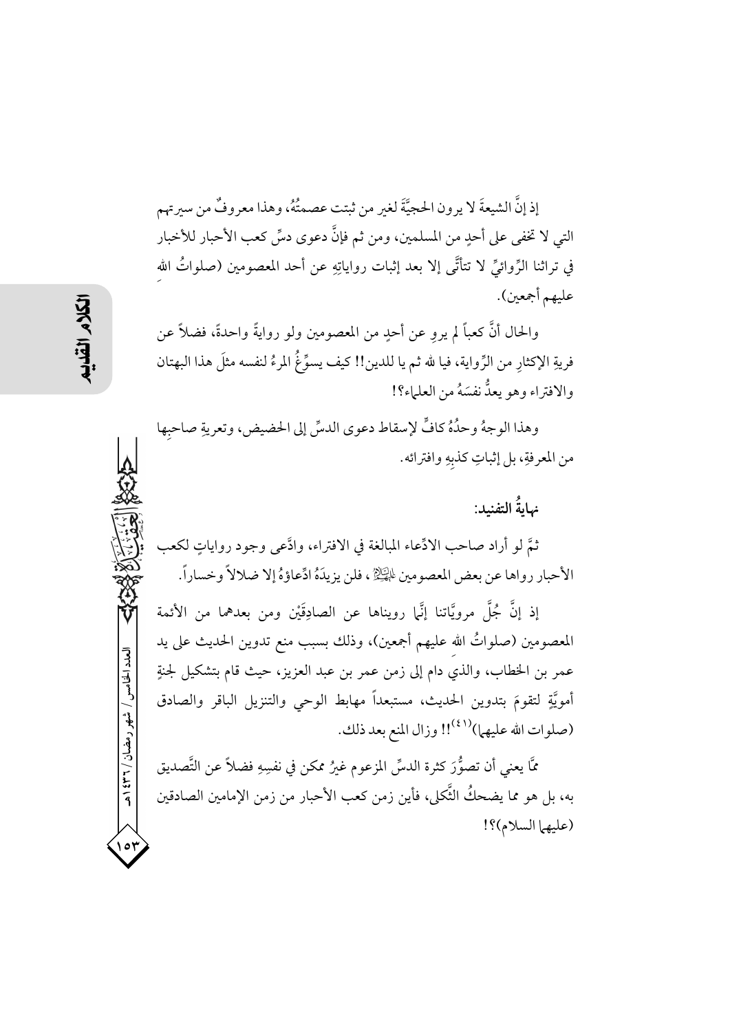إذ إنَّ الشيعةَ لا يرون الحجيَّةَ لغيرِ من ثبتت عصمتُهُ، وهذا معروفٌ من سيرتهم التي لا تخفى على أحدٍ من المسلمين، ومن ثم فإنَّ دعوى دسِّ كعب الأحبار للأخبار في تراثنا الرِّوائيِّ لا تتأتَّى إلا بعد إثبات رواياتِهِ عن أحد المعصومين (صلواتُ اللهِ عليهم أجمعين).

والحال أنَّ كعباً لم يروِ عن أحدٍ من المعصومين ولو روايةً واحدةً، فضلاً عن فريةِ الإكثارِ من الرِّواية، فيا لله ثم يا للدين!! كيف يسوِّغُ المرءُ لنفسه مثلَ هذا البهتان والافتراء وهو يعدُّ نفسَهُ من العلماء؟!

وهذا الوجهُ وحدُهُ كافٍ لإسقاط دعوى الدسِّ إلى الحضيض، وتعريةِ صاحبِها من المعرفةِ، بل إثباتِ كذبِهِ وافترائه.

### نهايةُ التفنيد:

ثمَّ لو أراد صاحب الادِّعاء المبالغة في الافتراء، وادَّعى وجود رواياتٍ لكعب الأحبار رواها عن بعض المعصومين عليهم السلام، فلن يزيدَهُ ادِّعاؤهُ إلا ضلالاً وخساراً.

إذ إنَّ جُلَّ مرويَّاتنا إنَّما رويناها عن الصادِقَيْن ومن بعدهما من الأئمة المعصومين (صلواتُ اللهِ عليهم أجمعين)، وذلك بسبب منع تدوين الحديث على يد عمر بن الخطاب، والذي دام إلى زمن عمر بن عبد العزيز، حيث قام بتشكيل لجنةٍ أمويَّةٍ لتقومَ بتدوين الحديث، مستبعداً مهابط الوحي والتنزيل الباقر والصادق (صلوات الله عليهما)[41]!! وزال المنع بعد ذلك.

ممَّا يعني أن تصوُّرَ كثرة الدسِّ المزعوم غيرُ ممكن في نفسِهِ فضلاً عن التَّصديق به، بل هو مما يضحكُ الثَّكلى، فأين زمن كعب الأحبار من زمن الإمامين الصادقين (عليهما السلام)؟!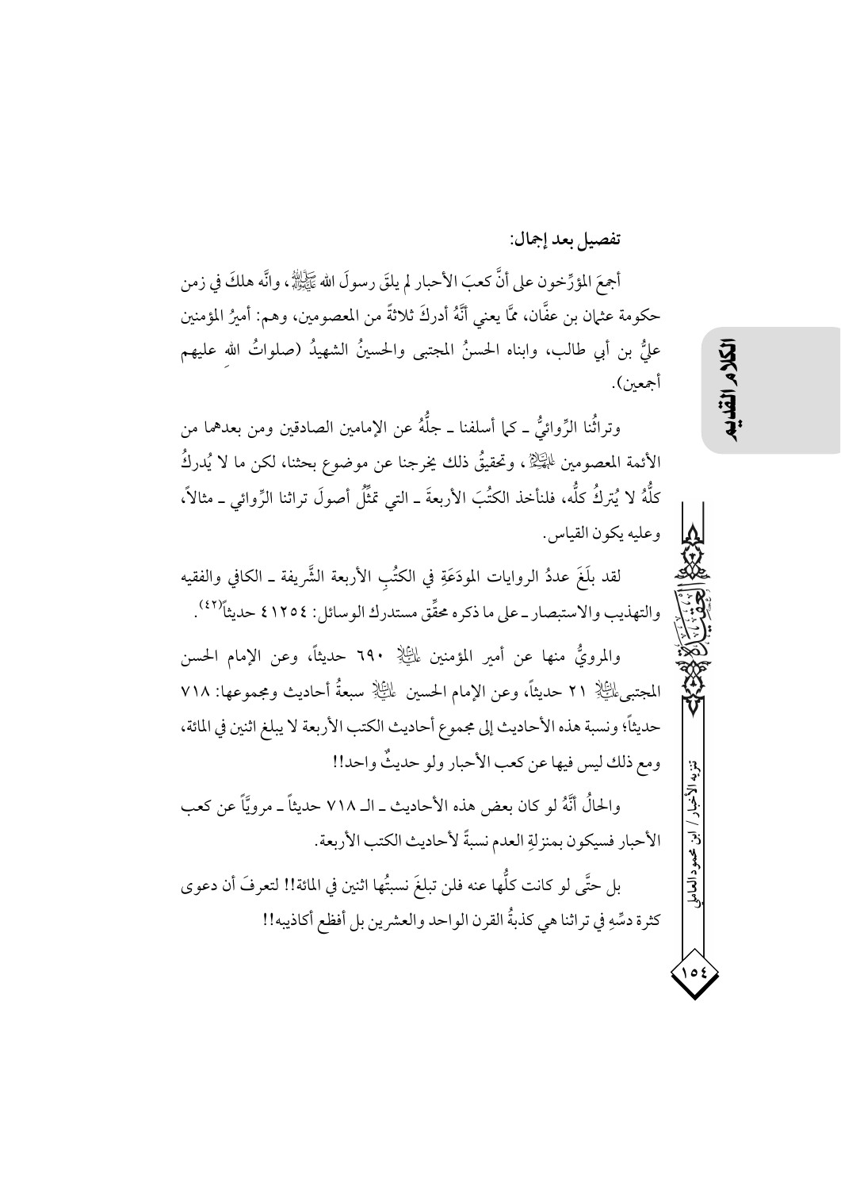### تفصيل بعد إجمال:

أجمعَ المؤرِّخون على أنَّ كعبَ الأحبار لم يلقَ رسولَ الله ﷺ، وانَّه هلكَ في زمن حكومة عثمان بن عفَّان، ممَّا يعني أنَّهُ أدركَ ثلاثةً من المعصومين، وهم: أميرُ المؤمنين عليُّ بن أبي طالب، وابناه الحسنُ المجتبى والحسينُ الشهيدُ (صلواتُ الله عليهم أجمعين).

وتراثُنا الرِّوائيُّ ـ كما أسلفنا ـ جلُّهُ عن الإمامين الصادقين ومن بعدهما من الأئمة المعصومين عليهم السلام، وتحقيقُ ذلك يخرجنا عن موضوع بحثنا، لكن ما لا يُدركُ كلُّهُ لا يُتركُ كلُّه، فلنأخذ الكتُبَ الأربعةَ ـ التي تمثِّلُ أصولَ تراثنا الرِّوائي ـ مثالاً، وعليه يكون القياس.

لقد بلَغَ عددُ الروايات المودَعَةِ في الكتُبِ الأربعة الشَّريفة ـ الكافي والفقيه والتهذيب والاستبصار ـ على ما ذكره محقِّق مستدرك الوسائل: ٤١٢٥٤ حديثاً[٤٢].

والمرويُّ منها عن أمير المؤمنين عليه السلام ٦٩٠ حديثاً، وعن الإمام الحسن المجتبى عليه السلام ٢١ حديثاً، وعن الإمام الحسين عليه السلام سبعةُ أحاديث ومجموعها: ٧١٨ حديثاً؛ ونسبة هذه الأحاديث إلى مجموع أحاديث الكتب الأربعة لا يبلغ اثنين في المائة، ومع ذلك ليس فيها عن كعب الأحبار ولو حديثٌ واحد!!

والحالُ أنَّهُ لو كان بعض هذه الأحاديث ـ الـ ٧١٨ حديثاً ـ مرويَّاً عن كعب الأحبار فسيكون بمنزلةِ العدم نسبةً لأحاديث الكتب الأربعة.

بل حتَّى لو كانت كلُّها عنه فلن تبلغَ نسبتُها اثنين في المائة!! لتعرفَ أن دعوى كثرة دسِّهِ في تراثنا هي كذبةُ القرن الواحد والعشرين بل أفظع أكاذيبه!!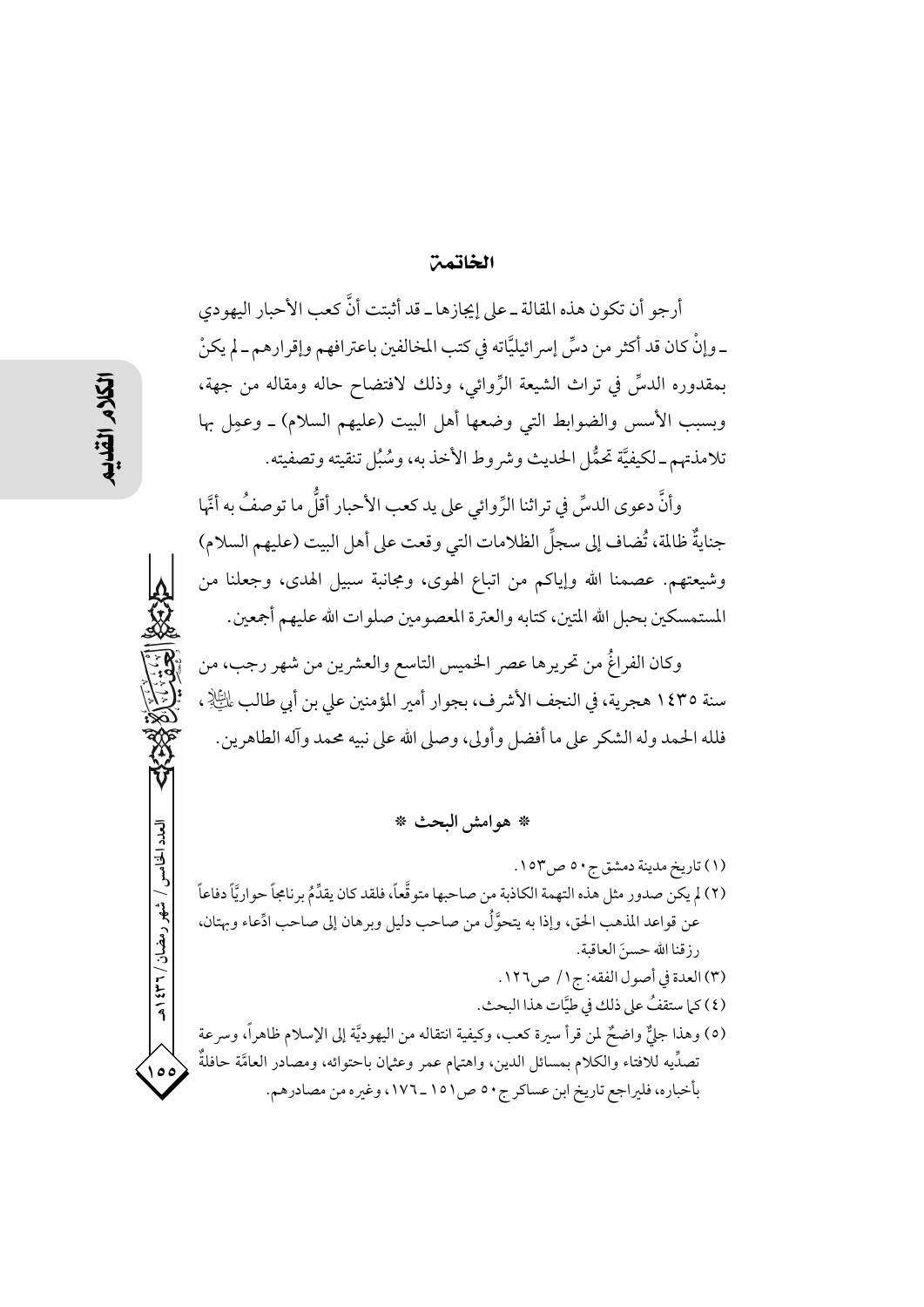## الخاتمة

أرجو أن تكون هذه المقالة ـ على إيجازها ـ قد أثبتت أنَّ كعب الأحبار اليهودي ـ وإنْ كان قد أكثر من دسِّ إسرائيليَّاته في كتب المخالفين باعترافهم وإقرارهم ـ لم يكنْ بمقدوره الدسّ في تراث الشيعة الرِّوائي، وذلك لافتضاح حاله ومقاله من جهة، وبسبب الأسس والضوابط التي وضعها أهل البيت (عليهم السلام) ـ وعمِل بها تلامذتهم ـ لكيفيَّة تحمُّل الحديث وشروط الأخذ به، وسُبُل تنقيته وتصفيته.

وأنَّ دعوى الدسِّ في تراثنا الرِّوائي على يد كعب الأحبار أقلُّ ما توصفُ به أنَّها جنايةٌ ظالمة، تُضاف إلى سجلِّ الظلامات التي وقعت على أهل البيت (عليهم السلام) وشيعتهم. عصمنا الله وإياكم من اتباع الهوى، ومجانبة سبيل الهدى، وجعلنا من المستمسكين بحبل الله المتين، كتابه والعترة المعصومين صلوات الله عليهم أجمعين.

وكان الفراغُ من تحريرها عصر الخميس التاسع والعشرين من شهر رجب، من سنة ١٤٣٥ هجرية، في النجف الأشرف، بجوار أمير المؤمنين علي بن أبي طالب عليه السلام، فلله الحمد وله الشكر على ما أفضل وأولى، وصلى الله على نبيه محمد وآله الطاهرين.

### * هوامش البحث *

(١) تاريخ مدينة دمشق ج٥٠ ص١٥٣.

(٢) لم يكن صدور مثل هذه التهمة الكاذبة من صاحبها متوقَّعاً، فلقد كان يقدِّمُ برنامجاً حواريَّاً دفاعاً عن قواعد المذهب الحق، وإذا به يتحوَّلُ من صاحب دليل وبرهان إلى صاحب ادِّعاء وبهتان، رزقنا الله حسنَ العاقبة.

(٣) العدة في أصول الفقه: ج١/ ص١٢٦.

(٤) كما ستقفُ على ذلك في طيَّات هذا البحث.

(٥) وهذا جليٌّ واضحٌ لمن قرأ سيرة كعب، وكيفية انتقاله من اليهوديَّة إلى الإسلام ظاهراً، وسرعة تصدِّيه للافتاء والكلام بمسائل الدين، واهتمام عمر وعثمان باحتوائه، ومصادر العامَّة حافلةٌ بأخباره، فليراجع تاريخ ابن عساكر ج٥٠ ص١٥١ ـ ١٧٦، وغيره من مصادرهم.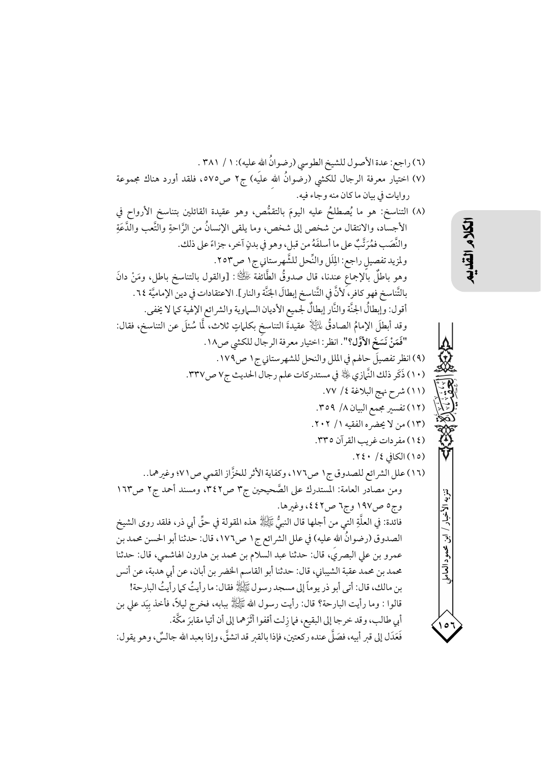(٦) راجع: عدة الأصول للشيخ الطوسي (رضوانُ الله عليه): ١ / ٣٨١ .

(٧) اختيار معرفة الرجال للكشي (رضوانُ الله عليه) ج٢ ص٥٧٥، فلقد أورد هناك مجموعة روايات في بيان ما كان منه وجاء فيه.

(٨) التناسخ: هو ما يُصطلحُ عليه اليومَ بالتقمُّص، وهو عقيدة القائلين بتناسخ الأرواح في الأجساد، والانتقال من شخص إلى شخص، وما يلقى الإنسانُ من الرَّاحةِ والتَّعب والدَّعَةِ والنَّصَب فمُرَتَّبٌ على ما أسلفَهُ من قبل، وهو في بدنٍ آخر، جزاءً على ذلك.

ولمزيد تفصيل راجع: المِلَل والنِّحل للشَّهرستاني ج١ ص٢٥٣.

وهو باطلٌ بالإجماع عندنا، قال صدوقُ الطَّائفة ﵀: [والقول بالتناسخ باطل، ومَنْ دانَ بالتَّناسخ فهو كافر، لأنَّ في التَّناسخ إبطالَ الجنَّة والنار]. الاعتقادات في دين الإماميَّة ٦٤.

أقول: وإبطالُ الجنَّة والنَّار إبطالٌ لجميع الأديان السماوية والشرائع الإلهية كما لا يخفى.

وقد أبطلَ الإمامُ الصادقُ ﵇ عقيدةَ التناسخ بكلماتٍ ثلاث، لَّما سُئلَ عن التناسخ، فقال: **"فَمَنْ نَسَخَ الأوَّل؟"**. انظر: اختيار معرفة الرجال للكشي ص١٨.

(٩) انظر تفصيلَ حالهم في الملل والنحل للشهرستاني ج١ ص١٧٩.

(١٠) ذَكَر ذلك النَّمازي ﵀ في مستدركات علم رجال الحديث ج٧ ص٣٣٧.

(١١) شرح نهج البلاغة ٤/ ٧٧.

(١٢) تفسير مجمع البيان ٨/ ٣٥٩.

(١٣) من لا يحضره الفقيه ١/ ٢٠٢.

(١٤) مفردات غريب القرآن ٣٣٥.

(١٥) الكافي ٤/ ٢٤٠.

(١٦) علل الشرائع للصدوق ج١ ص١٧٦، وكفاية الأثر للخزَّاز القمي ص٧١؛ وغيرهما..

ومن مصادر العامة: المستدرك على الصَّحيحين ج٣ ص٣٤٢، ومسند أحمد ج٢ ص١٦٣ وج٥ ص١٩٧ وج٦ ص٤٤٢، وغيرها.

فائدة: في العلَّةِ التي من أجلها قال النبيُّ ﷺ هذه المقولة في حقِّ أبي ذر، فلقد روى الشيخ الصدوق (رضوانُ الله عليه) في علل الشرائع ج١ ص١٧٦، قال: حدثنا أبو الحسن محمد بن عمرو بن علي البصري، قال: حدثنا عبد السلام بن محمد بن هارون الهاشمي، قال: حدثنا محمد بن محمد عقبة الشيباني، قال: حدثنا أبو القاسم الخضر بن أبان، عن أبي هدبة، عن أنس بن مالك، قال: أتى أبو ذر يوماً إلى مسجد رسول الله ﷺ فقال: ما رأيتُ كما رأيتُ البارحة! قالوا : وما رأيت البارحة؟ قال: رأيت رسول الله ﷺ ببابه، فخرج ليلاً، فأخذ بِيَد علي بن أبي طالب، وقد خرجا إلى البقيع، فما زِلت أقفوا أثَرَهما إلى أن أتيا مقابرَ مكَّة.

فَعَدَل إلى قبر أبيه، فصَلَّى عنده ركعتين، فإذا بالقبر قد انشقَّ، وإذا بعبد الله جالسٌ، وهو يقول: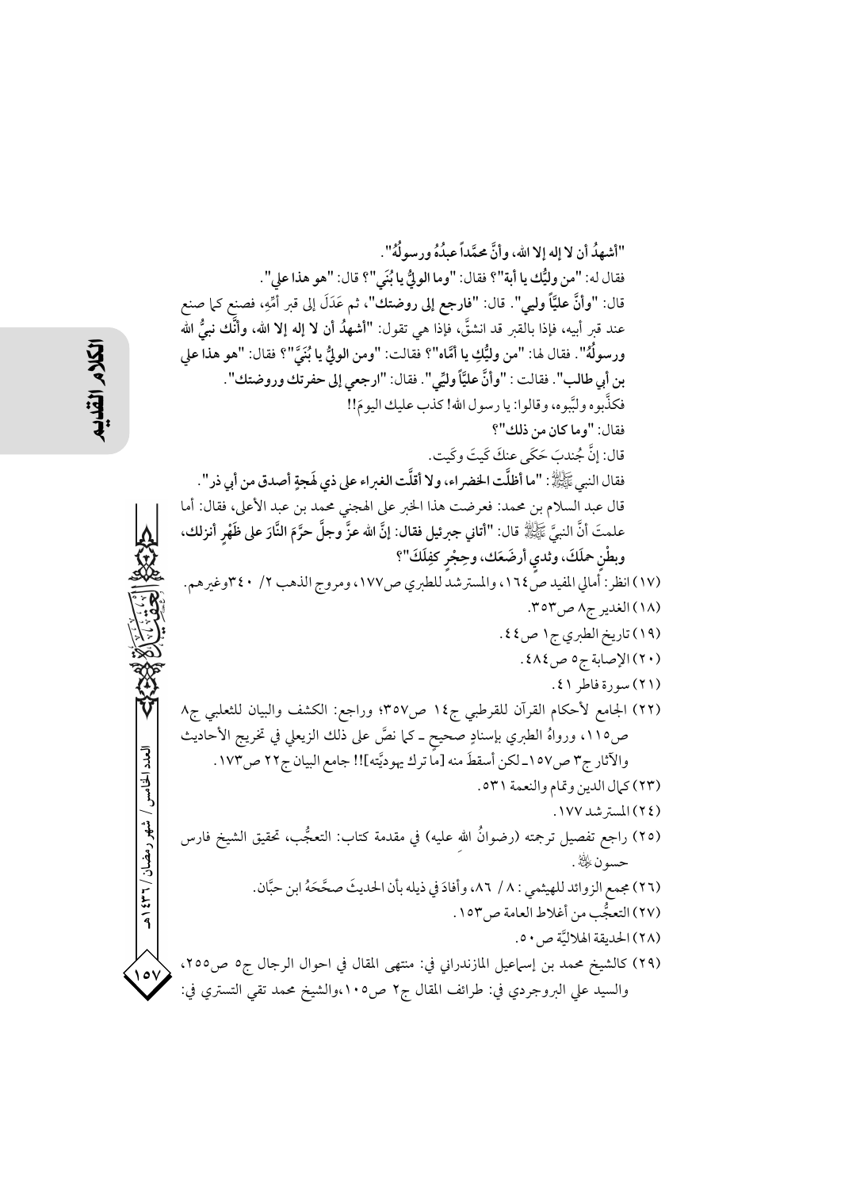"أشهدُ أن لا إله إلا الله، وأنَّ محمَّداً عبدُهُ ورسولُهُ".

فقال له: "من وليُّك يا أبة"؟ فقال: "وما الوليُّ يا بُنَي"؟ قال: "هو هذا علي".

قال: "وأنَّ عليّاً وليي". قال: "فارجع إلى روضتك"، ثم عَدَلَ إلى قبر أمِّهِ، فصنع كما صنع عند قبر أبيه، فإذا بالقبر قد انشقَّ، فإذا هي تقول: "أشهدُ أن لا إله إلا الله، وأنَّك نبيُّ الله ورسولُهُ". فقال لها: "من وليُّكِ يا أمَّاه"؟ فقالت: "ومن الوليُّ يا بُنَيَّ"؟ فقال: "هو هذا علي بن أبي طالب". فقالت: "وأنَّ عليّاً وليِّي". فقال: "ارجعي إلى حفرتك وروضتك".

فكذَّبوه ولبَّبوه، وقالوا: يا رسول الله! كذب عليك اليومَ!!

فقال: "وما كان من ذلك"؟

قال: إنَّ جُندبَ حَكَى عنكَ كَيتَ وكَيت.

فقال النبي ﷺ: "ما أظلَّت الخضراء، ولا أقلَّت الغبراء على ذي لَهجةٍ أصدق من أبي ذر".

قال عبد السلام بن محمد: فعرضت هذا الخبر على الهجني محمد بن عبد الأعلى، فقال: أما علمتَ أنَّ النبيَّ ﷺ قال: "أتاني جبرئيل فقال: إنَّ الله عزَّ وجلَّ حرَّمَ النَّارَ على ظَهْرٍ أنزلك، وبطْنٍ حملَكَ، وثدي أرضَعَك، وحِجْرٍ كفِلَكَ"؟

(١٧) انظر: أمالي المفيد ص١٦٤، والمسترشد للطبري ص١٧٧، ومروج الذهب ٢/ ٣٤٠وغيرهم.

(١٨) الغدير ج٨ ص٣٥٣.

(١٩) تاريخ الطبري ج١ ص٤٤.

(٢٠) الإصابة ج٥ ص٤٨٤.

(٢١) سورة فاطر ٤١.

(٢٢) الجامع لأحكام القرآن للقرطبي ج١٤ ص٣٥٧؛ وراجع: الكشف والبيان للثعلبي ج٨ ص١١٥، ورواهُ الطبري بإسنادٍ صحيح ـ كما نصَّ على ذلك الزيعلي في تخريج الأحاديث والآثار ج٣ ص١٥٧ـ لكن أسقطَ منه [ما ترك يهوديَّته]!! جامع البيان ج٢٢ ص١٧٣.

(٢٣) كمال الدين وتمام والنعمة ٥٣١.

(٢٤) المسترشد ١٧٧.

(٢٥) راجع تفصيل ترجمته (رضوانُ الله عليه) في مقدمة كتاب: التعجُّب، تحقيق الشيخ فارس حسون ﷺ.

(٢٦) مجمع الزوائد للهيثمي: ٨/ ٨٦، وأفادَ في ذيله بأن الحديثَ صحَّحَهُ ابن حبَّان.

(٢٧) التعجُّب من أغلاط العامة ص١٥٣.

(٢٨) الحديقة الهلاليَّة ص٥٠.

(٢٩) كالشيخ محمد بن إسماعيل المازندراني في: منتهى المقال في احوال الرجال ج٥ ص٢٥٥، والسيد علي البروجردي في: طرائف المقال ج٢ ص١٠٥،والشيخ محمد تقي التستري في: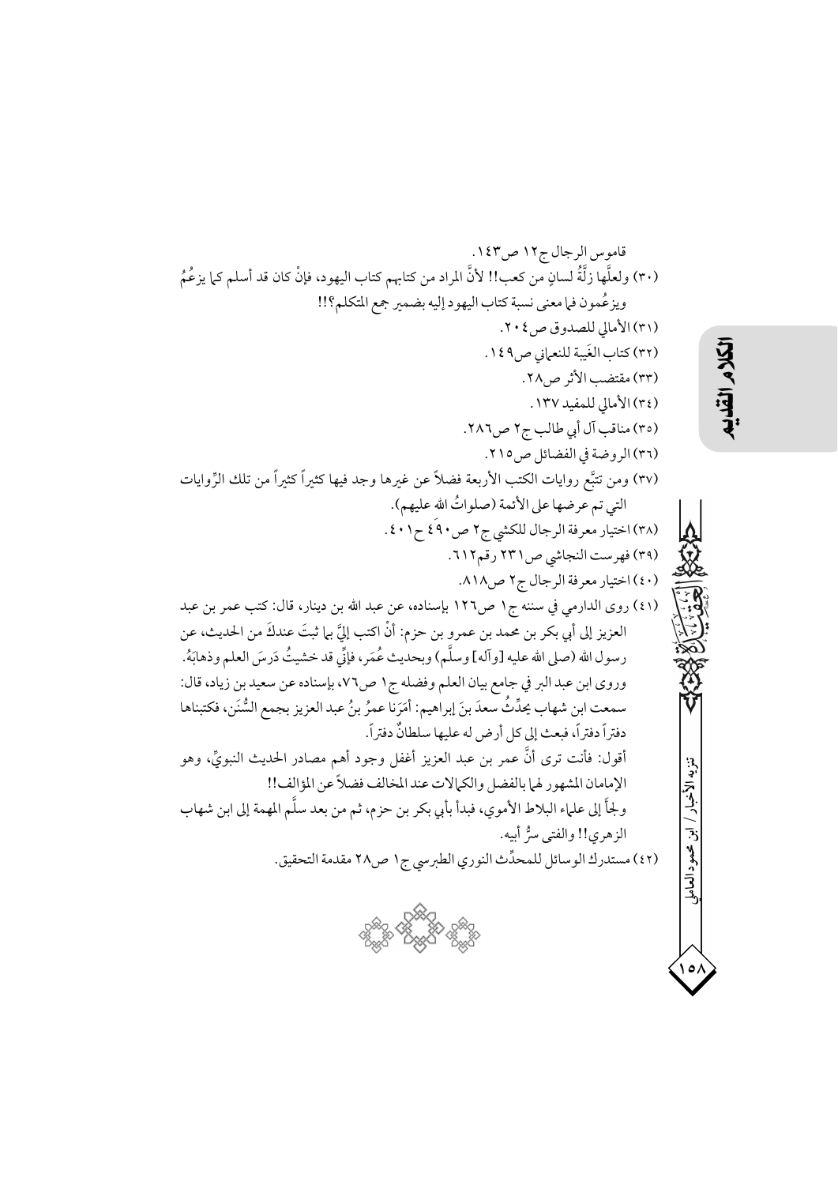قاموس الرجال ج١٢ ص١٤٣.

(٣٠) ولعلَّها زلَّةُ لسانٍ من كعب!! لأنَّ المراد من كتابهم كتاب اليهود، فإنْ كان قد أسلم كما يزعُمُ ويزعُمون فما معنى نسبة كتاب اليهود إليه بضمير جمع المتكلم؟!!

(٣١) الأمالي للصدوق ص٢٠٤.

(٣٢) كتاب الغَيبة للنعماني ص١٤٩.

(٣٣) مقتضب الأثر ص٢٨.

(٣٤) الأمالي للمفيد ١٣٧.

(٣٥) مناقب آل أبي طالب ج٢ ص٢٨٦.

(٣٦) الروضة في الفضائل ص٢١٥.

(٣٧) ومن تتبَّع روايات الكتب الأربعة فضلاً عن غيرها وجد فيها كثيراً كثيراً من تلك الرِّوايات التي تم عرضها على الأئمة (صلواتُ الله عليهم).

(٣٨) اختيار معرفة الرجال للكشي ج٢ ص٤٩٠ ح٤٠١.

(٣٩) فهرست النجاشي ص٢٣١ رقم٦١٢.

(٤٠) اختيار معرفة الرجال ج٢ ص٨١٨.

(٤١) روى الدارمي في سننه ج١ ص١٢٦ بإسناده، عن عبد الله بن دينار، قال: كتب عمر بن عبد العزيز إلى أبي بكر بن محمد بن عمرو بن حزم: أنْ اكتب إليَّ بما ثبتَ عندكَ من الحديث، عن رسول الله (صلى الله عليه [وآله] وسلَّم) وبحديث عُمَر، فإنِّي قد خشيتُ دَرسَ العلم وذهابَهُ.

وروى ابن عبد البر في جامع بيان العلم وفضله ج١ ص٧٦، بإسناده عن سعيد بن زياد، قال: سمعت ابن شهاب يحدِّثُ سعدَ بنَ إبراهيم: أَمَرَنا عمرُ بنُ عبد العزيز بجمع السُّنَن، فكتبناها دفتراً دفتراً، فبعث إلى كل أرض له عليها سلطانٌ دفتراً.

أقول: فأنت ترى أنَّ عمر بن عبد العزيز أغفل وجود أهم مصادر الحديث النبويِّ، وهو الإمامان المشهور لهما بالفضل والكمالات عند المخالف فضلاً عن المؤالف!!

ولجأ إلى علماء البلاط الأموي، فبدأ بأبي بكر بن حزم، ثم من بعد سلَّم المهمة إلى ابن شهاب الزهري!! والفتى سرُّ أبيه.

(٤٢) مستدرك الوسائل للمحدِّث النوري الطبرسي ج١ ص٢٨ مقدمة التحقيق.